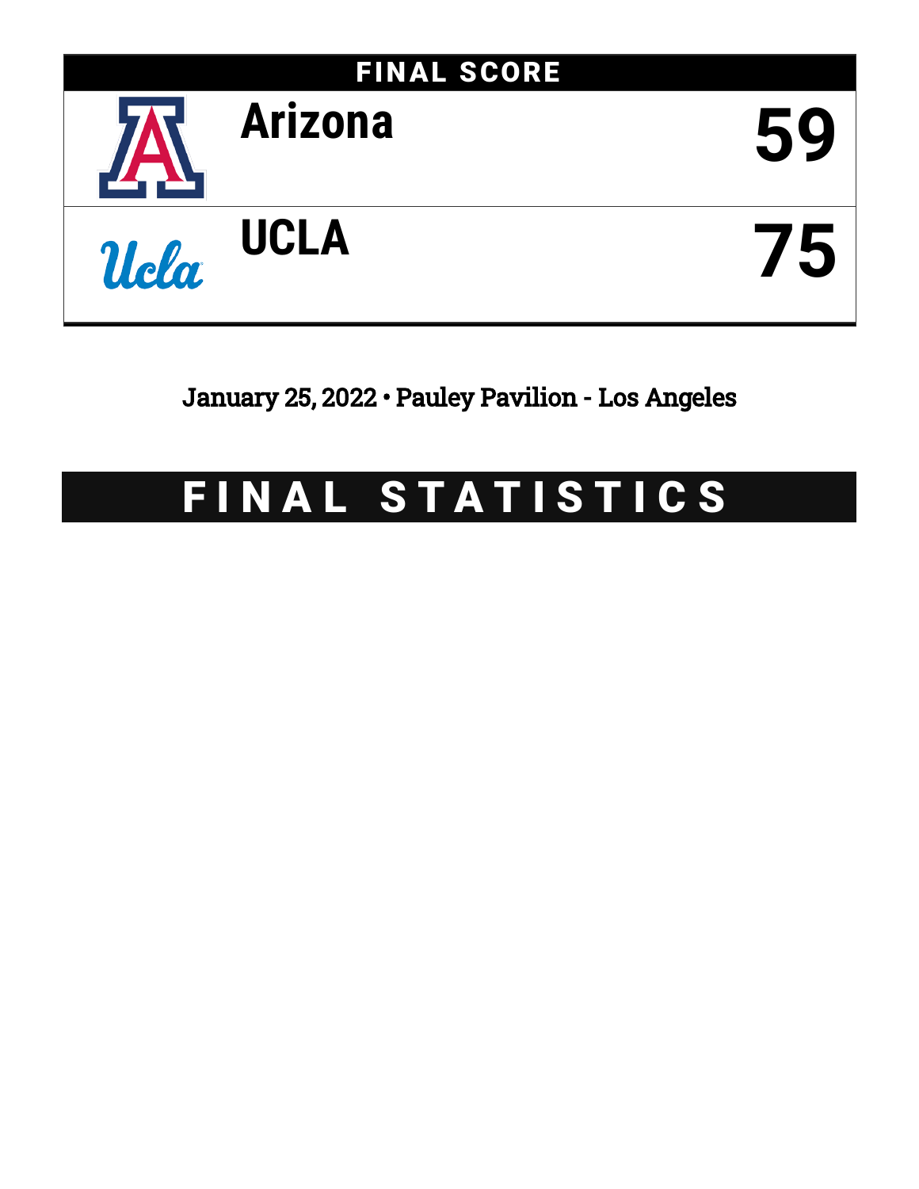## FINAL SCORE

| Team | Score |
| --- | --- |
| Arizona | 59 |
| UCLA | 75 |

January 25, 2022 • Pauley Pavilion - Los Angeles

# FINAL STATISTICS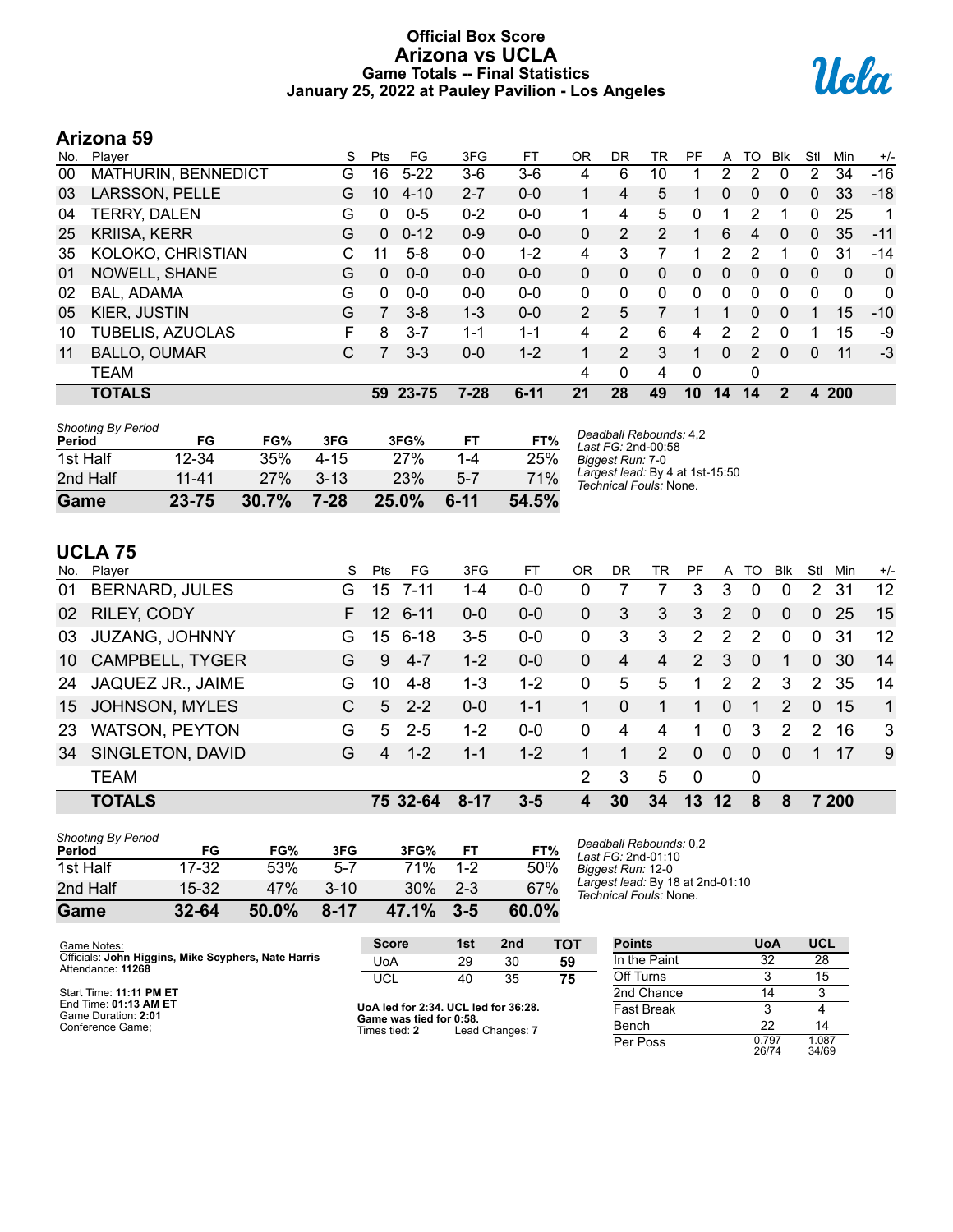# Official Box Score
# Arizona vs UCLA
## Game Totals -- Final Statistics
## January 25, 2022 at Pauley Pavilion - Los Angeles

## Arizona 59

| No. | Player | S | Pts | FG | 3FG | FT | OR | DR | TR | PF | A | TO | Blk | Stl | Min | +/- |
|---|---|---|---|---|---|---|---|---|---|---|---|---|---|---|---|---|
| 00 | MATHURIN, BENNEDICT | G | 16 | 5-22 | 3-6 | 3-6 | 4 | 6 | 10 | 1 | 2 | 2 | 0 | 2 | 34 | -16 |
| 03 | LARSSON, PELLE | G | 10 | 4-10 | 2-7 | 0-0 | 1 | 4 | 5 | 1 | 0 | 0 | 0 | 0 | 33 | -18 |
| 04 | TERRY, DALEN | G | 0 | 0-5 | 0-2 | 0-0 | 1 | 4 | 5 | 0 | 1 | 2 | 1 | 0 | 25 | 1 |
| 25 | KRIISA, KERR | G | 0 | 0-12 | 0-9 | 0-0 | 0 | 2 | 2 | 1 | 6 | 4 | 0 | 0 | 35 | -11 |
| 35 | KOLOKO, CHRISTIAN | C | 11 | 5-8 | 0-0 | 1-2 | 4 | 3 | 7 | 1 | 2 | 2 | 1 | 0 | 31 | -14 |
| 01 | NOWELL, SHANE | G | 0 | 0-0 | 0-0 | 0-0 | 0 | 0 | 0 | 0 | 0 | 0 | 0 | 0 | 0 | 0 |
| 02 | BAL, ADAMA | G | 0 | 0-0 | 0-0 | 0-0 | 0 | 0 | 0 | 0 | 0 | 0 | 0 | 0 | 0 | 0 |
| 05 | KIER, JUSTIN | G | 7 | 3-8 | 1-3 | 0-0 | 2 | 5 | 7 | 1 | 1 | 0 | 0 | 1 | 15 | -10 |
| 10 | TUBELIS, AZUOLAS | F | 8 | 3-7 | 1-1 | 1-1 | 4 | 2 | 6 | 4 | 2 | 2 | 0 | 1 | 15 | -9 |
| 11 | BALLO, OUMAR | C | 7 | 3-3 | 0-0 | 1-2 | 1 | 2 | 3 | 1 | 0 | 2 | 0 | 0 | 11 | -3 |
| | TEAM | | | | | | 4 | 0 | 4 | 0 | | 0 | | | | |
| | **TOTALS** | | **59** | **23-75** | **7-28** | **6-11** | **21** | **28** | **49** | **10** | **14** | **14** | **2** | **4** | **200** | |

| Shooting By Period Period | FG | FG% | 3FG | 3FG% | FT | FT% |
|---|---|---|---|---|---|---|
| 1st Half | 12-34 | 35% | 4-15 | 27% | 1-4 | 25% |
| 2nd Half | 11-41 | 27% | 3-13 | 23% | 5-7 | 71% |
| **Game** | **23-75** | **30.7%** | **7-28** | **25.0%** | **6-11** | **54.5%** |

*Deadball Rebounds:* 4,2
*Last FG:* 2nd-00:58
*Biggest Run:* 7-0
*Largest lead:* By 4 at 1st-15:50
*Technical Fouls:* None.

## UCLA 75

| No. | Player | S | Pts | FG | 3FG | FT | OR | DR | TR | PF | A | TO | Blk | Stl | Min | +/- |
|---|---|---|---|---|---|---|---|---|---|---|---|---|---|---|---|---|
| 01 | BERNARD, JULES | G | 15 | 7-11 | 1-4 | 0-0 | 0 | 7 | 7 | 3 | 3 | 0 | 0 | 2 | 31 | 12 |
| 02 | RILEY, CODY | F | 12 | 6-11 | 0-0 | 0-0 | 0 | 3 | 3 | 3 | 2 | 0 | 0 | 0 | 25 | 15 |
| 03 | JUZANG, JOHNNY | G | 15 | 6-18 | 3-5 | 0-0 | 0 | 3 | 3 | 2 | 2 | 2 | 0 | 0 | 31 | 12 |
| 10 | CAMPBELL, TYGER | G | 9 | 4-7 | 1-2 | 0-0 | 0 | 4 | 4 | 2 | 3 | 0 | 1 | 0 | 30 | 14 |
| 24 | JAQUEZ JR., JAIME | G | 10 | 4-8 | 1-3 | 1-2 | 0 | 5 | 5 | 1 | 2 | 2 | 3 | 2 | 35 | 14 |
| 15 | JOHNSON, MYLES | C | 5 | 2-2 | 0-0 | 1-1 | 1 | 0 | 1 | 1 | 0 | 1 | 2 | 0 | 15 | 1 |
| 23 | WATSON, PEYTON | G | 5 | 2-5 | 1-2 | 0-0 | 0 | 4 | 4 | 1 | 0 | 3 | 2 | 2 | 16 | 3 |
| 34 | SINGLETON, DAVID | G | 4 | 1-2 | 1-1 | 1-2 | 1 | 1 | 2 | 0 | 0 | 0 | 0 | 1 | 17 | 9 |
| | TEAM | | | | | | 2 | 3 | 5 | 0 | | 0 | | | | |
| | **TOTALS** | | **75** | **32-64** | **8-17** | **3-5** | **4** | **30** | **34** | **13** | **12** | **8** | **8** | **7** | **200** | |

| Shooting By Period Period | FG | FG% | 3FG | 3FG% | FT | FT% |
|---|---|---|---|---|---|---|
| 1st Half | 17-32 | 53% | 5-7 | 71% | 1-2 | 50% |
| 2nd Half | 15-32 | 47% | 3-10 | 30% | 2-3 | 67% |
| **Game** | **32-64** | **50.0%** | **8-17** | **47.1%** | **3-5** | **60.0%** |

*Deadball Rebounds:* 0,2
*Last FG:* 2nd-01:10
*Biggest Run:* 12-0
*Largest lead:* By 18 at 2nd-01:10
*Technical Fouls:* None.

Game Notes:
Officials: **John Higgins, Mike Scyphers, Nate Harris**
Attendance: **11268**

Start Time: **11:11 PM ET**
End Time: **01:13 AM ET**
Game Duration: **2:01**
Conference Game;

| Score | 1st | 2nd | TOT |
|---|---|---|---|
| UoA | 29 | 30 | **59** |
| UCL | 40 | 35 | **75** |

**UoA led for 2:34. UCL led for 36:28.**
**Game was tied for 0:58.**
Times tied: **2** Lead Changes: **7**

| Points | UoA | UCL |
|---|---|---|
| In the Paint | 32 | 28 |
| Off Turns | 3 | 15 |
| 2nd Chance | 14 | 3 |
| Fast Break | 3 | 4 |
| Bench | 22 | 14 |
| Per Poss | 0.797 26/74 | 1.087 34/69 |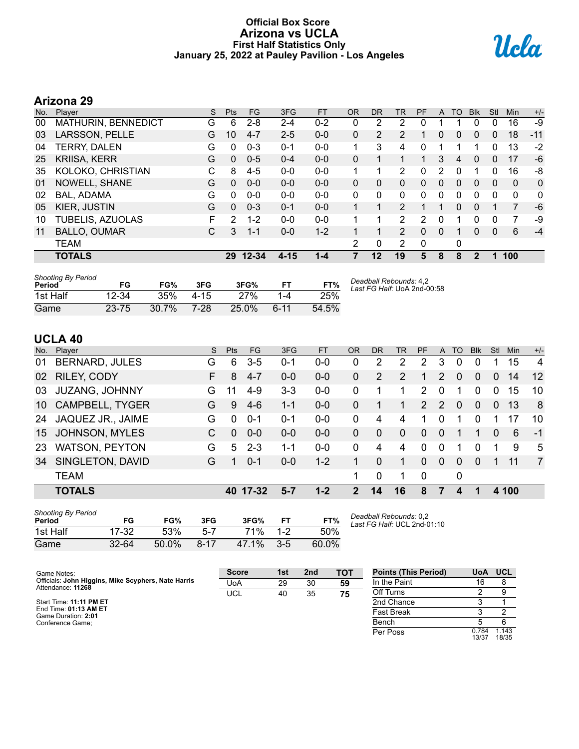# Official Box Score
## Arizona vs UCLA
### First Half Statistics Only
### January 25, 2022 at Pauley Pavilion - Los Angeles

## Arizona 29

| No. | Player | S | Pts | FG | 3FG | FT | OR | DR | TR | PF | A | TO | Blk | Stl | Min | +/- |
|---|---|---|---|---|---|---|---|---|---|---|---|---|---|---|---|---|
| 00 | MATHURIN, BENNEDICT | G | 6 | 2-8 | 2-4 | 0-2 | 0 | 2 | 2 | 0 | 1 | 1 | 0 | 0 | 16 | -9 |
| 03 | LARSSON, PELLE | G | 10 | 4-7 | 2-5 | 0-0 | 0 | 2 | 2 | 1 | 0 | 0 | 0 | 0 | 18 | -11 |
| 04 | TERRY, DALEN | G | 0 | 0-3 | 0-1 | 0-0 | 1 | 3 | 4 | 0 | 1 | 1 | 1 | 0 | 13 | -2 |
| 25 | KRIISA, KERR | G | 0 | 0-5 | 0-4 | 0-0 | 0 | 1 | 1 | 1 | 3 | 4 | 0 | 0 | 17 | -6 |
| 35 | KOLOKO, CHRISTIAN | C | 8 | 4-5 | 0-0 | 0-0 | 1 | 1 | 2 | 0 | 2 | 0 | 1 | 0 | 16 | -8 |
| 01 | NOWELL, SHANE | G | 0 | 0-0 | 0-0 | 0-0 | 0 | 0 | 0 | 0 | 0 | 0 | 0 | 0 | 0 | 0 |
| 02 | BAL, ADAMA | G | 0 | 0-0 | 0-0 | 0-0 | 0 | 0 | 0 | 0 | 0 | 0 | 0 | 0 | 0 | 0 |
| 05 | KIER, JUSTIN | G | 0 | 0-3 | 0-1 | 0-0 | 1 | 1 | 2 | 1 | 1 | 0 | 0 | 1 | 7 | -6 |
| 10 | TUBELIS, AZUOLAS | F | 2 | 1-2 | 0-0 | 0-0 | 1 | 1 | 2 | 2 | 0 | 1 | 0 | 0 | 7 | -9 |
| 11 | BALLO, OUMAR | C | 3 | 1-1 | 0-0 | 1-2 | 1 | 1 | 2 | 0 | 0 | 1 | 0 | 0 | 6 | -4 |
| | TEAM | | | | | | 2 | 0 | 2 | 0 | | 0 | | | | |
| | **TOTALS** | | **29** | **12-34** | **4-15** | **1-4** | **7** | **12** | **19** | **5** | **8** | **8** | **2** | **1** | **100** | |

| Shooting By Period Period | FG | FG% | 3FG | 3FG% | FT | FT% |
|---|---|---|---|---|---|---|
| 1st Half | 12-34 | 35% | 4-15 | 27% | 1-4 | 25% |
| Game | 23-75 | 30.7% | 7-28 | 25.0% | 6-11 | 54.5% |

*Deadball Rebounds:* 4,2
*Last FG Half:* UoA 2nd-00:58

## UCLA 40

| No. | Player | S | Pts | FG | 3FG | FT | OR | DR | TR | PF | A | TO | Blk | Stl | Min | +/- |
|---|---|---|---|---|---|---|---|---|---|---|---|---|---|---|---|---|
| 01 | BERNARD, JULES | G | 6 | 3-5 | 0-1 | 0-0 | 0 | 2 | 2 | 2 | 3 | 0 | 0 | 1 | 15 | 4 |
| 02 | RILEY, CODY | F | 8 | 4-7 | 0-0 | 0-0 | 0 | 2 | 2 | 1 | 2 | 0 | 0 | 0 | 14 | 12 |
| 03 | JUZANG, JOHNNY | G | 11 | 4-9 | 3-3 | 0-0 | 0 | 1 | 1 | 2 | 0 | 1 | 0 | 0 | 15 | 10 |
| 10 | CAMPBELL, TYGER | G | 9 | 4-6 | 1-1 | 0-0 | 0 | 1 | 1 | 2 | 2 | 0 | 0 | 0 | 13 | 8 |
| 24 | JAQUEZ JR., JAIME | G | 0 | 0-1 | 0-1 | 0-0 | 0 | 4 | 4 | 1 | 0 | 1 | 0 | 1 | 17 | 10 |
| 15 | JOHNSON, MYLES | C | 0 | 0-0 | 0-0 | 0-0 | 0 | 0 | 0 | 0 | 0 | 1 | 1 | 0 | 6 | -1 |
| 23 | WATSON, PEYTON | G | 5 | 2-3 | 1-1 | 0-0 | 0 | 4 | 4 | 0 | 0 | 1 | 0 | 1 | 9 | 5 |
| 34 | SINGLETON, DAVID | G | 1 | 0-1 | 0-0 | 1-2 | 1 | 0 | 1 | 0 | 0 | 0 | 0 | 1 | 11 | 7 |
| | TEAM | | | | | | 1 | 0 | 1 | 0 | | 0 | | | | |
| | **TOTALS** | | **40** | **17-32** | **5-7** | **1-2** | **2** | **14** | **16** | **8** | **7** | **4** | **1** | **4** | **100** | |

| Shooting By Period Period | FG | FG% | 3FG | 3FG% | FT | FT% |
|---|---|---|---|---|---|---|
| 1st Half | 17-32 | 53% | 5-7 | 71% | 1-2 | 50% |
| Game | 32-64 | 50.0% | 8-17 | 47.1% | 3-5 | 60.0% |

*Deadball Rebounds:* 0,2
*Last FG Half:* UCL 2nd-01:10

Game Notes:
Officials: **John Higgins, Mike Scyphers, Nate Harris**
Attendance: **11268**

Start Time: **11:11 PM ET**
End Time: **01:13 AM ET**
Game Duration: **2:01**
Conference Game;

| Score | 1st | 2nd | TOT |
|---|---|---|---|
| UoA | 29 | 30 | **59** |
| UCL | 40 | 35 | **75** |

| Points (This Period) | UoA | UCL |
|---|---|---|
| In the Paint | 16 | 8 |
| Off Turns | 2 | 9 |
| 2nd Chance | 3 | 1 |
| Fast Break | 3 | 2 |
| Bench | 5 | 6 |
| Per Poss | 0.784 13/37 | 1.143 18/35 |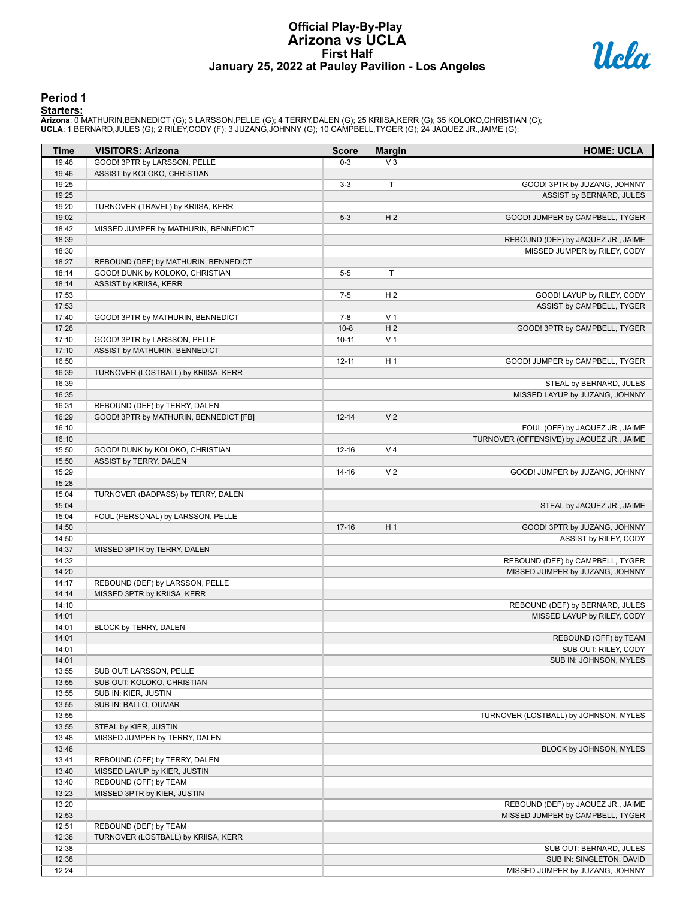# Official Play-By-Play
# Arizona vs UCLA
## First Half
## January 25, 2022 at Pauley Pavilion - Los Angeles

### Period 1

**Starters:**

**Arizona**: 0 MATHURIN,BENNEDICT (G); 3 LARSSON,PELLE (G); 4 TERRY,DALEN (G); 25 KRIISA,KERR (G); 35 KOLOKO,CHRISTIAN (C);
**UCLA**: 1 BERNARD,JULES (G); 2 RILEY,CODY (F); 3 JUZANG,JOHNNY (G); 10 CAMPBELL,TYGER (G); 24 JAQUEZ JR.,JAIME (G);

| Time | VISITORS: Arizona | Score | Margin | HOME: UCLA |
|---|---|---|---|---|
| 19:46 | GOOD! 3PTR by LARSSON, PELLE | 0-3 | V 3 | |
| 19:46 | ASSIST by KOLOKO, CHRISTIAN | | | |
| 19:25 | | 3-3 | T | GOOD! 3PTR by JUZANG, JOHNNY |
| 19:25 | | | | ASSIST by BERNARD, JULES |
| 19:20 | TURNOVER (TRAVEL) by KRIISA, KERR | | | |
| 19:02 | | 5-3 | H 2 | GOOD! JUMPER by CAMPBELL, TYGER |
| 18:42 | MISSED JUMPER by MATHURIN, BENNEDICT | | | |
| 18:39 | | | | REBOUND (DEF) by JAQUEZ JR., JAIME |
| 18:30 | | | | MISSED JUMPER by RILEY, CODY |
| 18:27 | REBOUND (DEF) by MATHURIN, BENNEDICT | | | |
| 18:14 | GOOD! DUNK by KOLOKO, CHRISTIAN | 5-5 | T | |
| 18:14 | ASSIST by KRIISA, KERR | | | |
| 17:53 | | 7-5 | H 2 | GOOD! LAYUP by RILEY, CODY |
| 17:53 | | | | ASSIST by CAMPBELL, TYGER |
| 17:40 | GOOD! 3PTR by MATHURIN, BENNEDICT | 7-8 | V 1 | |
| 17:26 | | 10-8 | H 2 | GOOD! 3PTR by CAMPBELL, TYGER |
| 17:10 | GOOD! 3PTR by LARSSON, PELLE | 10-11 | V 1 | |
| 17:10 | ASSIST by MATHURIN, BENNEDICT | | | |
| 16:50 | | 12-11 | H 1 | GOOD! JUMPER by CAMPBELL, TYGER |
| 16:39 | TURNOVER (LOSTBALL) by KRIISA, KERR | | | |
| 16:39 | | | | STEAL by BERNARD, JULES |
| 16:35 | | | | MISSED LAYUP by JUZANG, JOHNNY |
| 16:31 | REBOUND (DEF) by TERRY, DALEN | | | |
| 16:29 | GOOD! 3PTR by MATHURIN, BENNEDICT [FB] | 12-14 | V 2 | |
| 16:10 | | | | FOUL (OFF) by JAQUEZ JR., JAIME |
| 16:10 | | | | TURNOVER (OFFENSIVE) by JAQUEZ JR., JAIME |
| 15:50 | GOOD! DUNK by KOLOKO, CHRISTIAN | 12-16 | V 4 | |
| 15:50 | ASSIST by TERRY, DALEN | | | |
| 15:29 | | 14-16 | V 2 | GOOD! JUMPER by JUZANG, JOHNNY |
| 15:28 | | | | |
| 15:04 | TURNOVER (BADPASS) by TERRY, DALEN | | | |
| 15:04 | | | | STEAL by JAQUEZ JR., JAIME |
| 15:04 | FOUL (PERSONAL) by LARSSON, PELLE | | | |
| 14:50 | | 17-16 | H 1 | GOOD! 3PTR by JUZANG, JOHNNY |
| 14:50 | | | | ASSIST by RILEY, CODY |
| 14:37 | MISSED 3PTR by TERRY, DALEN | | | |
| 14:32 | | | | REBOUND (DEF) by CAMPBELL, TYGER |
| 14:20 | | | | MISSED JUMPER by JUZANG, JOHNNY |
| 14:17 | REBOUND (DEF) by LARSSON, PELLE | | | |
| 14:14 | MISSED 3PTR by KRIISA, KERR | | | |
| 14:10 | | | | REBOUND (DEF) by BERNARD, JULES |
| 14:01 | | | | MISSED LAYUP by RILEY, CODY |
| 14:01 | BLOCK by TERRY, DALEN | | | |
| 14:01 | | | | REBOUND (OFF) by TEAM |
| 14:01 | | | | SUB OUT: RILEY, CODY |
| 14:01 | | | | SUB IN: JOHNSON, MYLES |
| 13:55 | SUB OUT: LARSSON, PELLE | | | |
| 13:55 | SUB OUT: KOLOKO, CHRISTIAN | | | |
| 13:55 | SUB IN: KIER, JUSTIN | | | |
| 13:55 | SUB IN: BALLO, OUMAR | | | |
| 13:55 | | | | TURNOVER (LOSTBALL) by JOHNSON, MYLES |
| 13:55 | STEAL by KIER, JUSTIN | | | |
| 13:48 | MISSED JUMPER by TERRY, DALEN | | | |
| 13:48 | | | | BLOCK by JOHNSON, MYLES |
| 13:41 | REBOUND (OFF) by TERRY, DALEN | | | |
| 13:40 | MISSED LAYUP by KIER, JUSTIN | | | |
| 13:40 | REBOUND (OFF) by TEAM | | | |
| 13:23 | MISSED 3PTR by KIER, JUSTIN | | | |
| 13:20 | | | | REBOUND (DEF) by JAQUEZ JR., JAIME |
| 12:53 | | | | MISSED JUMPER by CAMPBELL, TYGER |
| 12:51 | REBOUND (DEF) by TEAM | | | |
| 12:38 | TURNOVER (LOSTBALL) by KRIISA, KERR | | | |
| 12:38 | | | | SUB OUT: BERNARD, JULES |
| 12:38 | | | | SUB IN: SINGLETON, DAVID |
| 12:24 | | | | MISSED JUMPER by JUZANG, JOHNNY |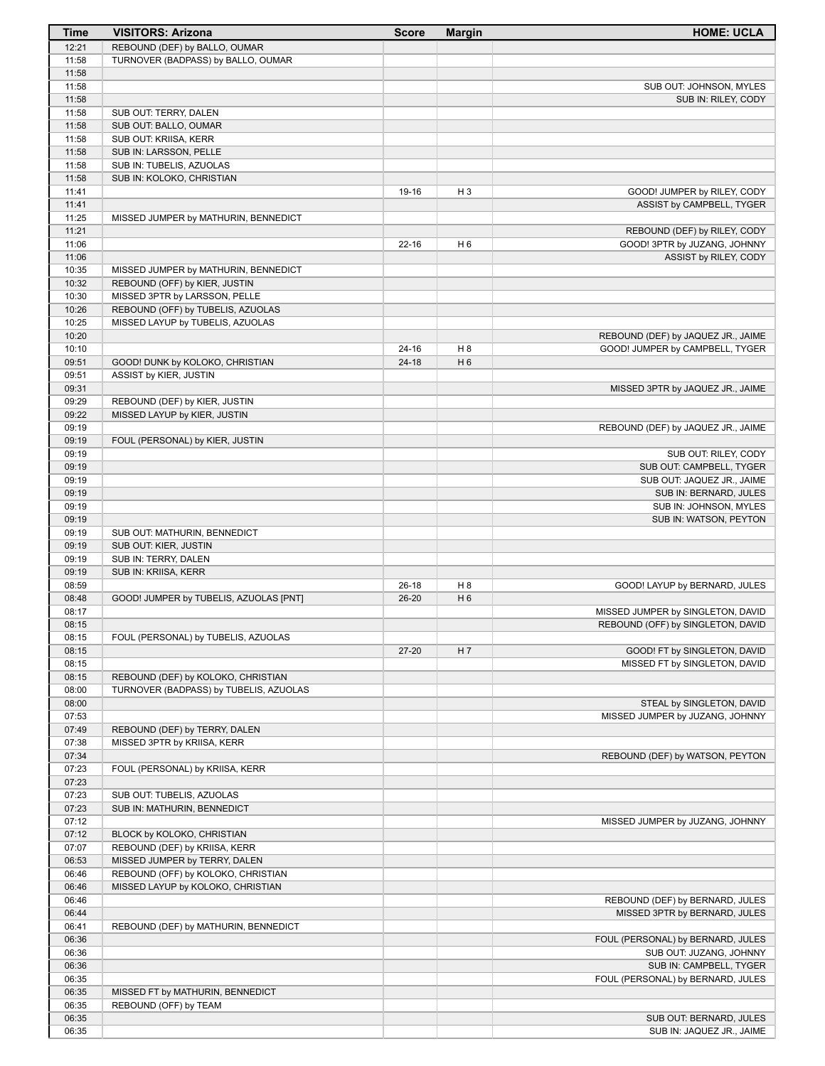| Time | VISITORS: Arizona | Score | Margin | HOME: UCLA |
| --- | --- | --- | --- | --- |
| 12:21 | REBOUND (DEF) by BALLO, OUMAR | | | |
| 11:58 | TURNOVER (BADPASS) by BALLO, OUMAR | | | |
| 11:58 | | | | |
| 11:58 | | | | SUB OUT: JOHNSON, MYLES |
| 11:58 | | | | SUB IN: RILEY, CODY |
| 11:58 | SUB OUT: TERRY, DALEN | | | |
| 11:58 | SUB OUT: BALLO, OUMAR | | | |
| 11:58 | SUB OUT: KRIISA, KERR | | | |
| 11:58 | SUB IN: LARSSON, PELLE | | | |
| 11:58 | SUB IN: TUBELIS, AZUOLAS | | | |
| 11:58 | SUB IN: KOLOKO, CHRISTIAN | | | |
| 11:41 | | 19-16 | H 3 | GOOD! JUMPER by RILEY, CODY |
| 11:41 | | | | ASSIST by CAMPBELL, TYGER |
| 11:25 | MISSED JUMPER by MATHURIN, BENNEDICT | | | |
| 11:21 | | | | REBOUND (DEF) by RILEY, CODY |
| 11:06 | | 22-16 | H 6 | GOOD! 3PTR by JUZANG, JOHNNY |
| 11:06 | | | | ASSIST by RILEY, CODY |
| 10:35 | MISSED JUMPER by MATHURIN, BENNEDICT | | | |
| 10:32 | REBOUND (OFF) by KIER, JUSTIN | | | |
| 10:30 | MISSED 3PTR by LARSSON, PELLE | | | |
| 10:26 | REBOUND (OFF) by TUBELIS, AZUOLAS | | | |
| 10:25 | MISSED LAYUP by TUBELIS, AZUOLAS | | | |
| 10:20 | | | | REBOUND (DEF) by JAQUEZ JR., JAIME |
| 10:10 | | 24-16 | H 8 | GOOD! JUMPER by CAMPBELL, TYGER |
| 09:51 | GOOD! DUNK by KOLOKO, CHRISTIAN | 24-18 | H 6 | |
| 09:51 | ASSIST by KIER, JUSTIN | | | |
| 09:31 | | | | MISSED 3PTR by JAQUEZ JR., JAIME |
| 09:29 | REBOUND (DEF) by KIER, JUSTIN | | | |
| 09:22 | MISSED LAYUP by KIER, JUSTIN | | | |
| 09:19 | | | | REBOUND (DEF) by JAQUEZ JR., JAIME |
| 09:19 | FOUL (PERSONAL) by KIER, JUSTIN | | | |
| 09:19 | | | | SUB OUT: RILEY, CODY |
| 09:19 | | | | SUB OUT: CAMPBELL, TYGER |
| 09:19 | | | | SUB OUT: JAQUEZ JR., JAIME |
| 09:19 | | | | SUB IN: BERNARD, JULES |
| 09:19 | | | | SUB IN: JOHNSON, MYLES |
| 09:19 | | | | SUB IN: WATSON, PEYTON |
| 09:19 | SUB OUT: MATHURIN, BENNEDICT | | | |
| 09:19 | SUB OUT: KIER, JUSTIN | | | |
| 09:19 | SUB IN: TERRY, DALEN | | | |
| 09:19 | SUB IN: KRIISA, KERR | | | |
| 08:59 | | 26-18 | H 8 | GOOD! LAYUP by BERNARD, JULES |
| 08:48 | GOOD! JUMPER by TUBELIS, AZUOLAS [PNT] | 26-20 | H 6 | |
| 08:17 | | | | MISSED JUMPER by SINGLETON, DAVID |
| 08:15 | | | | REBOUND (OFF) by SINGLETON, DAVID |
| 08:15 | FOUL (PERSONAL) by TUBELIS, AZUOLAS | | | |
| 08:15 | | 27-20 | H 7 | GOOD! FT by SINGLETON, DAVID |
| 08:15 | | | | MISSED FT by SINGLETON, DAVID |
| 08:15 | REBOUND (DEF) by KOLOKO, CHRISTIAN | | | |
| 08:00 | TURNOVER (BADPASS) by TUBELIS, AZUOLAS | | | |
| 08:00 | | | | STEAL by SINGLETON, DAVID |
| 07:53 | | | | MISSED JUMPER by JUZANG, JOHNNY |
| 07:49 | REBOUND (DEF) by TERRY, DALEN | | | |
| 07:38 | MISSED 3PTR by KRIISA, KERR | | | |
| 07:34 | | | | REBOUND (DEF) by WATSON, PEYTON |
| 07:23 | FOUL (PERSONAL) by KRIISA, KERR | | | |
| 07:23 | | | | |
| 07:23 | SUB OUT: TUBELIS, AZUOLAS | | | |
| 07:23 | SUB IN: MATHURIN, BENNEDICT | | | |
| 07:12 | | | | MISSED JUMPER by JUZANG, JOHNNY |
| 07:12 | BLOCK by KOLOKO, CHRISTIAN | | | |
| 07:07 | REBOUND (DEF) by KRIISA, KERR | | | |
| 06:53 | MISSED JUMPER by TERRY, DALEN | | | |
| 06:46 | REBOUND (OFF) by KOLOKO, CHRISTIAN | | | |
| 06:46 | MISSED LAYUP by KOLOKO, CHRISTIAN | | | |
| 06:46 | | | | REBOUND (DEF) by BERNARD, JULES |
| 06:44 | | | | MISSED 3PTR by BERNARD, JULES |
| 06:41 | REBOUND (DEF) by MATHURIN, BENNEDICT | | | |
| 06:36 | | | | FOUL (PERSONAL) by BERNARD, JULES |
| 06:36 | | | | SUB OUT: JUZANG, JOHNNY |
| 06:36 | | | | SUB IN: CAMPBELL, TYGER |
| 06:35 | | | | FOUL (PERSONAL) by BERNARD, JULES |
| 06:35 | MISSED FT by MATHURIN, BENNEDICT | | | |
| 06:35 | REBOUND (OFF) by TEAM | | | |
| 06:35 | | | | SUB OUT: BERNARD, JULES |
| 06:35 | | | | SUB IN: JAQUEZ JR., JAIME |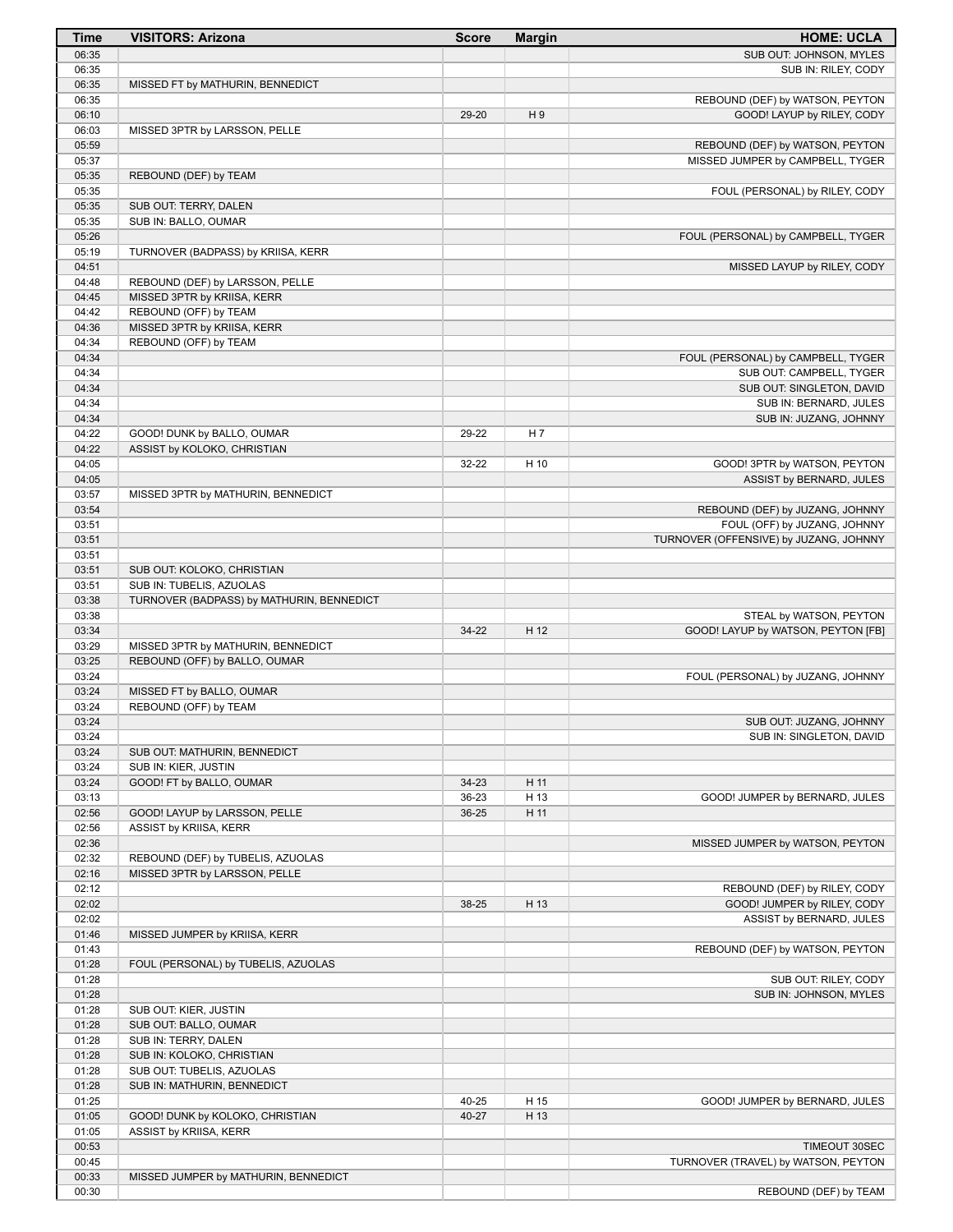| Time | VISITORS: Arizona | Score | Margin | HOME: UCLA |
|---|---|---|---|---|
| 06:35 | | | | SUB OUT: JOHNSON, MYLES |
| 06:35 | | | | SUB IN: RILEY, CODY |
| 06:35 | MISSED FT by MATHURIN, BENNEDICT | | | |
| 06:35 | | | | REBOUND (DEF) by WATSON, PEYTON |
| 06:10 | | 29-20 | H 9 | GOOD! LAYUP by RILEY, CODY |
| 06:03 | MISSED 3PTR by LARSSON, PELLE | | | |
| 05:59 | | | | REBOUND (DEF) by WATSON, PEYTON |
| 05:37 | | | | MISSED JUMPER by CAMPBELL, TYGER |
| 05:35 | REBOUND (DEF) by TEAM | | | |
| 05:35 | | | | FOUL (PERSONAL) by RILEY, CODY |
| 05:35 | SUB OUT: TERRY, DALEN | | | |
| 05:35 | SUB IN: BALLO, OUMAR | | | |
| 05:26 | | | | FOUL (PERSONAL) by CAMPBELL, TYGER |
| 05:19 | TURNOVER (BADPASS) by KRIISA, KERR | | | |
| 04:51 | | | | MISSED LAYUP by RILEY, CODY |
| 04:48 | REBOUND (DEF) by LARSSON, PELLE | | | |
| 04:45 | MISSED 3PTR by KRIISA, KERR | | | |
| 04:42 | REBOUND (OFF) by TEAM | | | |
| 04:36 | MISSED 3PTR by KRIISA, KERR | | | |
| 04:34 | REBOUND (OFF) by TEAM | | | |
| 04:34 | | | | FOUL (PERSONAL) by CAMPBELL, TYGER |
| 04:34 | | | | SUB OUT: CAMPBELL, TYGER |
| 04:34 | | | | SUB OUT: SINGLETON, DAVID |
| 04:34 | | | | SUB IN: BERNARD, JULES |
| 04:34 | | | | SUB IN: JUZANG, JOHNNY |
| 04:22 | GOOD! DUNK by BALLO, OUMAR | 29-22 | H 7 | |
| 04:22 | ASSIST by KOLOKO, CHRISTIAN | | | |
| 04:05 | | 32-22 | H 10 | GOOD! 3PTR by WATSON, PEYTON |
| 04:05 | | | | ASSIST by BERNARD, JULES |
| 03:57 | MISSED 3PTR by MATHURIN, BENNEDICT | | | |
| 03:54 | | | | REBOUND (DEF) by JUZANG, JOHNNY |
| 03:51 | | | | FOUL (OFF) by JUZANG, JOHNNY |
| 03:51 | | | | TURNOVER (OFFENSIVE) by JUZANG, JOHNNY |
| 03:51 | | | | |
| 03:51 | SUB OUT: KOLOKO, CHRISTIAN | | | |
| 03:51 | SUB IN: TUBELIS, AZUOLAS | | | |
| 03:38 | TURNOVER (BADPASS) by MATHURIN, BENNEDICT | | | |
| 03:38 | | | | STEAL by WATSON, PEYTON |
| 03:34 | | 34-22 | H 12 | GOOD! LAYUP by WATSON, PEYTON [FB] |
| 03:29 | MISSED 3PTR by MATHURIN, BENNEDICT | | | |
| 03:25 | REBOUND (OFF) by BALLO, OUMAR | | | |
| 03:24 | | | | FOUL (PERSONAL) by JUZANG, JOHNNY |
| 03:24 | MISSED FT by BALLO, OUMAR | | | |
| 03:24 | REBOUND (OFF) by TEAM | | | |
| 03:24 | | | | SUB OUT: JUZANG, JOHNNY |
| 03:24 | | | | SUB IN: SINGLETON, DAVID |
| 03:24 | SUB OUT: MATHURIN, BENNEDICT | | | |
| 03:24 | SUB IN: KIER, JUSTIN | | | |
| 03:24 | GOOD! FT by BALLO, OUMAR | 34-23 | H 11 | |
| 03:13 | | 36-23 | H 13 | GOOD! JUMPER by BERNARD, JULES |
| 02:56 | GOOD! LAYUP by LARSSON, PELLE | 36-25 | H 11 | |
| 02:56 | ASSIST by KRIISA, KERR | | | |
| 02:36 | | | | MISSED JUMPER by WATSON, PEYTON |
| 02:32 | REBOUND (DEF) by TUBELIS, AZUOLAS | | | |
| 02:16 | MISSED 3PTR by LARSSON, PELLE | | | |
| 02:12 | | | | REBOUND (DEF) by RILEY, CODY |
| 02:02 | | 38-25 | H 13 | GOOD! JUMPER by RILEY, CODY |
| 02:02 | | | | ASSIST by BERNARD, JULES |
| 01:46 | MISSED JUMPER by KRIISA, KERR | | | |
| 01:43 | | | | REBOUND (DEF) by WATSON, PEYTON |
| 01:28 | FOUL (PERSONAL) by TUBELIS, AZUOLAS | | | |
| 01:28 | | | | SUB OUT: RILEY, CODY |
| 01:28 | | | | SUB IN: JOHNSON, MYLES |
| 01:28 | SUB OUT: KIER, JUSTIN | | | |
| 01:28 | SUB OUT: BALLO, OUMAR | | | |
| 01:28 | SUB IN: TERRY, DALEN | | | |
| 01:28 | SUB IN: KOLOKO, CHRISTIAN | | | |
| 01:28 | SUB OUT: TUBELIS, AZUOLAS | | | |
| 01:28 | SUB IN: MATHURIN, BENNEDICT | | | |
| 01:25 | | 40-25 | H 15 | GOOD! JUMPER by BERNARD, JULES |
| 01:05 | GOOD! DUNK by KOLOKO, CHRISTIAN | 40-27 | H 13 | |
| 01:05 | ASSIST by KRIISA, KERR | | | |
| 00:53 | | | | TIMEOUT 30SEC |
| 00:45 | | | | TURNOVER (TRAVEL) by WATSON, PEYTON |
| 00:33 | MISSED JUMPER by MATHURIN, BENNEDICT | | | |
| 00:30 | | | | REBOUND (DEF) by TEAM |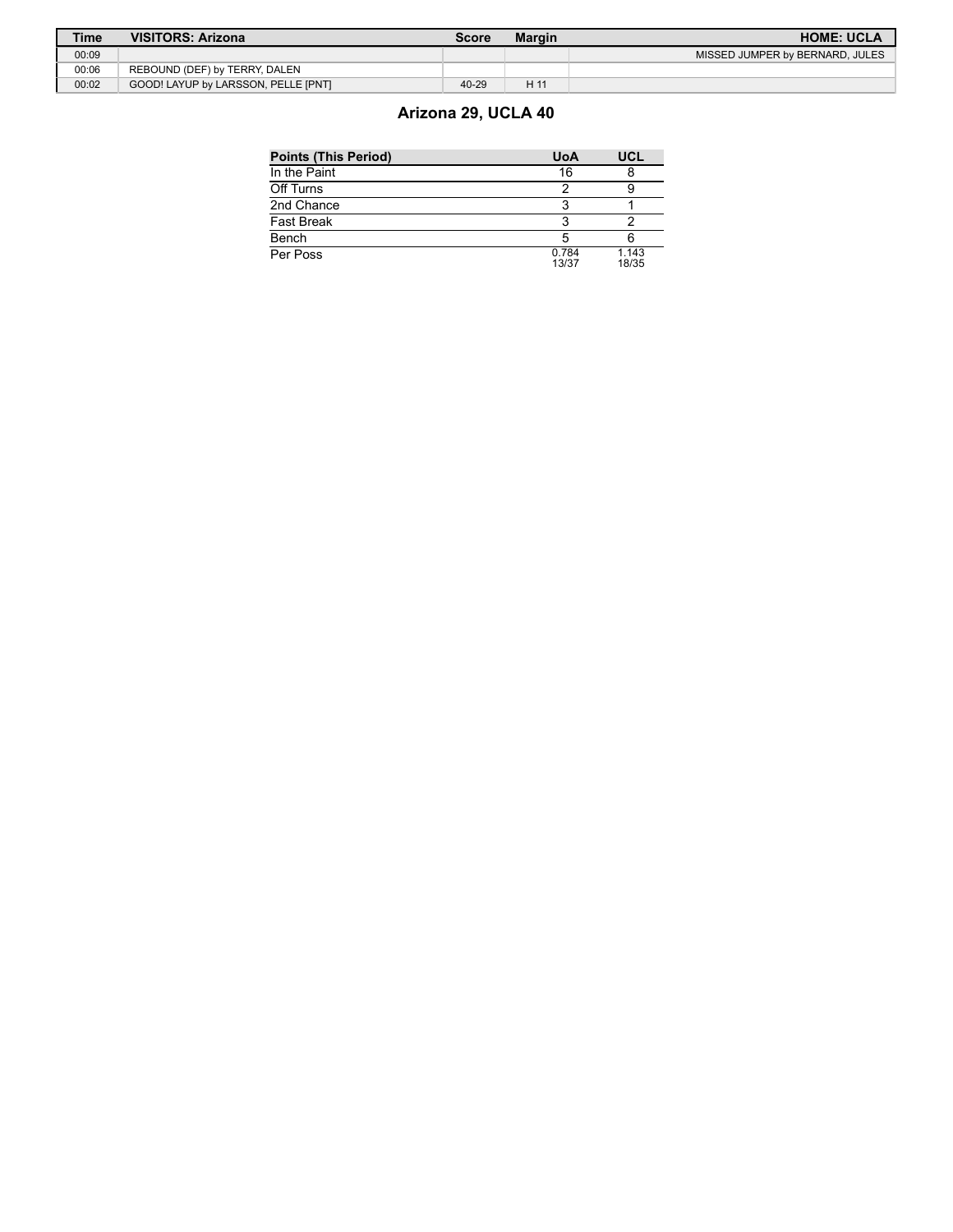| Time | VISITORS: Arizona | Score | Margin | HOME: UCLA |
| --- | --- | --- | --- | --- |
| 00:09 | | | | MISSED JUMPER by BERNARD, JULES |
| 00:06 | REBOUND (DEF) by TERRY, DALEN | | | |
| 00:02 | GOOD! LAYUP by LARSSON, PELLE [PNT] | 40-29 | H 11 | |

## Arizona 29, UCLA 40

| Points (This Period) | UoA | UCL |
| --- | --- | --- |
| In the Paint | 16 | 8 |
| Off Turns | 2 | 9 |
| 2nd Chance | 3 | 1 |
| Fast Break | 3 | 2 |
| Bench | 5 | 6 |
| Per Poss | 0.784 13/37 | 1.143 18/35 |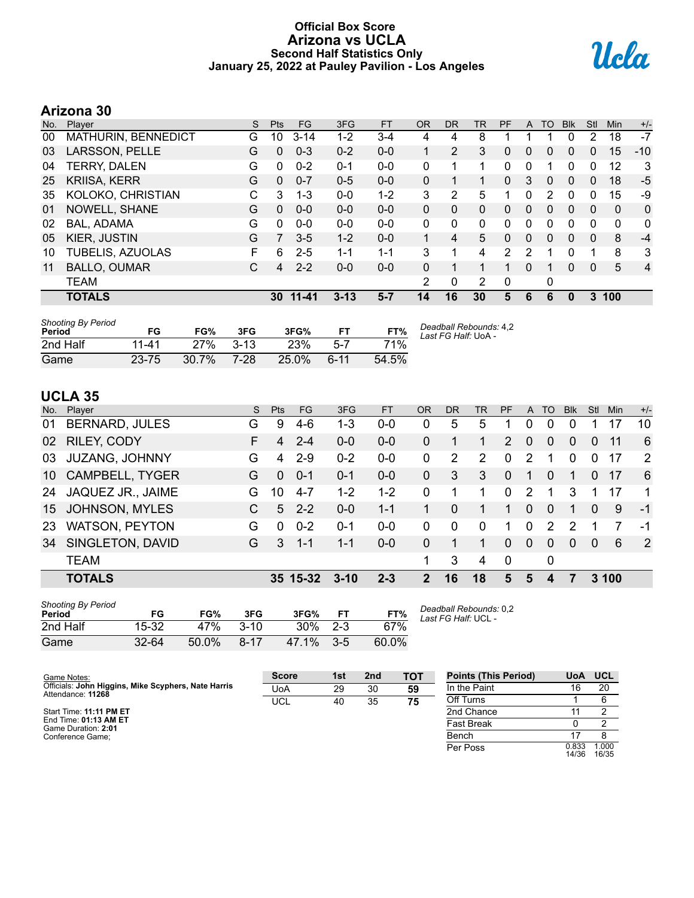# Official Box Score
# Arizona vs UCLA
### Second Half Statistics Only
### January 25, 2022 at Pauley Pavilion - Los Angeles

## Arizona 30

| No. | Player | S | Pts | FG | 3FG | FT | OR | DR | TR | PF | A | TO | Blk | Stl | Min | +/- |
|---|---|---|---|---|---|---|---|---|---|---|---|---|---|---|---|---|
| 00 | MATHURIN, BENNEDICT | G | 10 | 3-14 | 1-2 | 3-4 | 4 | 4 | 8 | 1 | 1 | 1 | 0 | 2 | 18 | -7 |
| 03 | LARSSON, PELLE | G | 0 | 0-3 | 0-2 | 0-0 | 1 | 2 | 3 | 0 | 0 | 0 | 0 | 0 | 15 | -10 |
| 04 | TERRY, DALEN | G | 0 | 0-2 | 0-1 | 0-0 | 0 | 1 | 1 | 0 | 0 | 1 | 0 | 0 | 12 | 3 |
| 25 | KRIISA, KERR | G | 0 | 0-7 | 0-5 | 0-0 | 0 | 1 | 1 | 0 | 3 | 0 | 0 | 0 | 18 | -5 |
| 35 | KOLOKO, CHRISTIAN | C | 3 | 1-3 | 0-0 | 1-2 | 3 | 2 | 5 | 1 | 0 | 2 | 0 | 0 | 15 | -9 |
| 01 | NOWELL, SHANE | G | 0 | 0-0 | 0-0 | 0-0 | 0 | 0 | 0 | 0 | 0 | 0 | 0 | 0 | 0 | 0 |
| 02 | BAL, ADAMA | G | 0 | 0-0 | 0-0 | 0-0 | 0 | 0 | 0 | 0 | 0 | 0 | 0 | 0 | 0 | 0 |
| 05 | KIER, JUSTIN | G | 7 | 3-5 | 1-2 | 0-0 | 1 | 4 | 5 | 0 | 0 | 0 | 0 | 0 | 8 | -4 |
| 10 | TUBELIS, AZUOLAS | F | 6 | 2-5 | 1-1 | 1-1 | 3 | 1 | 4 | 2 | 2 | 1 | 0 | 1 | 8 | 3 |
| 11 | BALLO, OUMAR | C | 4 | 2-2 | 0-0 | 0-0 | 0 | 1 | 1 | 1 | 0 | 1 | 0 | 0 | 5 | 4 |
| | TEAM | | | | | | 2 | 0 | 2 | 0 | | 0 | | | | |
| | **TOTALS** | | **30** | **11-41** | **3-13** | **5-7** | **14** | **16** | **30** | **5** | **6** | **6** | **0** | **3** | **100** | |

| Shooting By Period Period | FG | FG% | 3FG | 3FG% | FT | FT% |
|---|---|---|---|---|---|---|
| 2nd Half | 11-41 | 27% | 3-13 | 23% | 5-7 | 71% |
| Game | 23-75 | 30.7% | 7-28 | 25.0% | 6-11 | 54.5% |

*Deadball Rebounds:* 4,2
*Last FG Half:* UoA -

## UCLA 35

| No. | Player | S | Pts | FG | 3FG | FT | OR | DR | TR | PF | A | TO | Blk | Stl | Min | +/- |
|---|---|---|---|---|---|---|---|---|---|---|---|---|---|---|---|---|
| 01 | BERNARD, JULES | G | 9 | 4-6 | 1-3 | 0-0 | 0 | 5 | 5 | 1 | 0 | 0 | 0 | 1 | 17 | 10 |
| 02 | RILEY, CODY | F | 4 | 2-4 | 0-0 | 0-0 | 0 | 1 | 1 | 2 | 0 | 0 | 0 | 0 | 11 | 6 |
| 03 | JUZANG, JOHNNY | G | 4 | 2-9 | 0-2 | 0-0 | 0 | 2 | 2 | 0 | 2 | 1 | 0 | 0 | 17 | 2 |
| 10 | CAMPBELL, TYGER | G | 0 | 0-1 | 0-1 | 0-0 | 0 | 3 | 3 | 0 | 1 | 0 | 1 | 0 | 17 | 6 |
| 24 | JAQUEZ JR., JAIME | G | 10 | 4-7 | 1-2 | 1-2 | 0 | 1 | 1 | 0 | 2 | 1 | 3 | 1 | 17 | 1 |
| 15 | JOHNSON, MYLES | C | 5 | 2-2 | 0-0 | 1-1 | 1 | 0 | 1 | 1 | 0 | 0 | 1 | 0 | 9 | -1 |
| 23 | WATSON, PEYTON | G | 0 | 0-2 | 0-1 | 0-0 | 0 | 0 | 0 | 1 | 0 | 2 | 2 | 1 | 7 | -1 |
| 34 | SINGLETON, DAVID | G | 3 | 1-1 | 1-1 | 0-0 | 0 | 1 | 1 | 0 | 0 | 0 | 0 | 0 | 6 | 2 |
| | TEAM | | | | | | 1 | 3 | 4 | 0 | | 0 | | | | |
| | **TOTALS** | | **35** | **15-32** | **3-10** | **2-3** | **2** | **16** | **18** | **5** | **5** | **4** | **7** | **3** | **100** | |

| Shooting By Period Period | FG | FG% | 3FG | 3FG% | FT | FT% |
|---|---|---|---|---|---|---|
| 2nd Half | 15-32 | 47% | 3-10 | 30% | 2-3 | 67% |
| Game | 32-64 | 50.0% | 8-17 | 47.1% | 3-5 | 60.0% |

*Deadball Rebounds:* 0,2
*Last FG Half:* UCL -

Game Notes:
Officials: **John Higgins, Mike Scyphers, Nate Harris**
Attendance: **11268**

Start Time: **11:11 PM ET**
End Time: **01:13 AM ET**
Game Duration: **2:01**
Conference Game;

| Score | 1st | 2nd | TOT |
|---|---|---|---|
| UoA | 29 | 30 | **59** |
| UCL | 40 | 35 | **75** |

| Points (This Period) | UoA | UCL |
|---|---|---|
| In the Paint | 16 | 20 |
| Off Turns | 1 | 6 |
| 2nd Chance | 11 | 2 |
| Fast Break | 0 | 2 |
| Bench | 17 | 8 |
| Per Poss | 0.833 14/36 | 1.000 16/35 |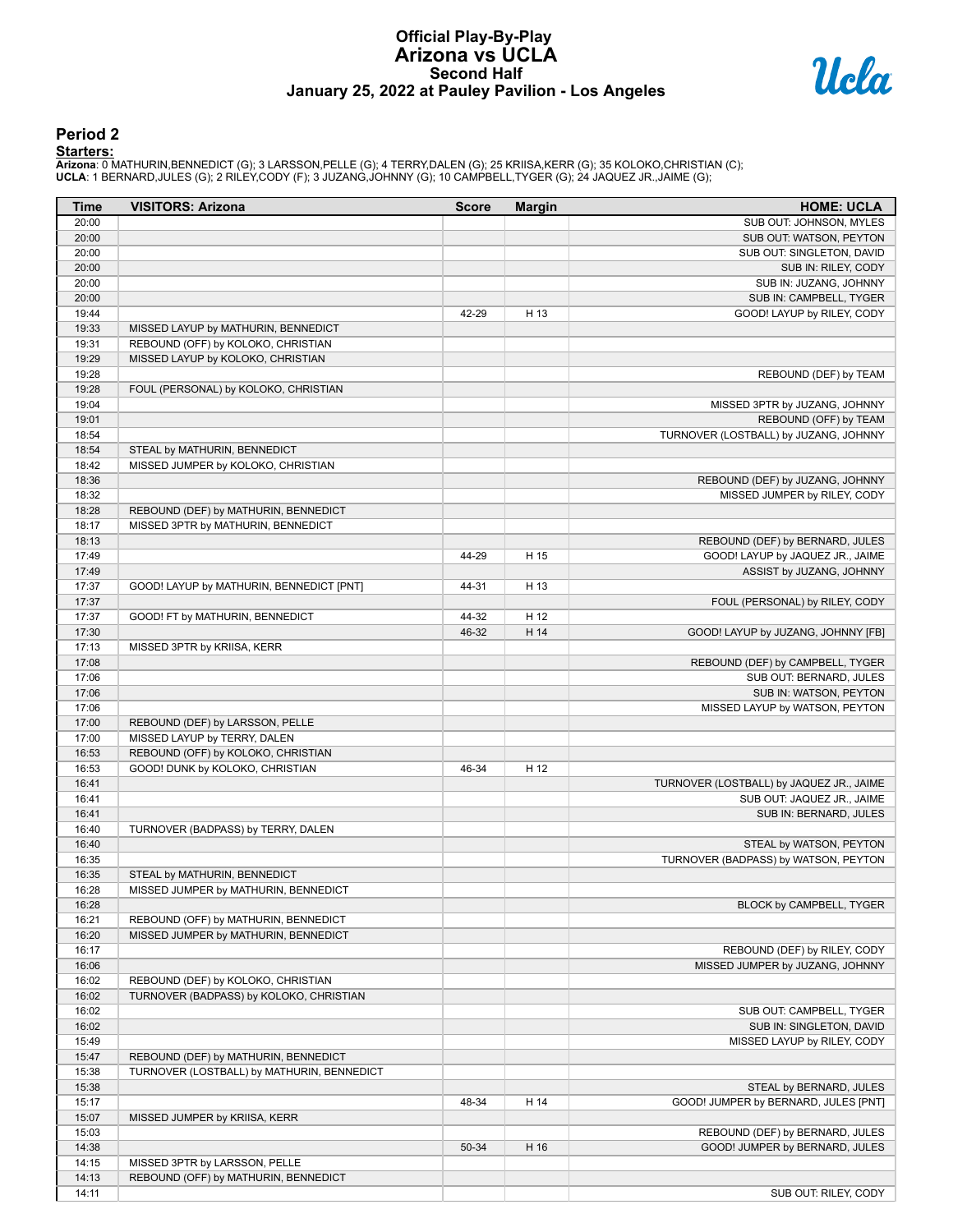# Official Play-By-Play
# Arizona vs UCLA
## Second Half
### January 25, 2022 at Pauley Pavilion - Los Angeles

## Period 2

**Starters:**

**Arizona**: 0 MATHURIN,BENNEDICT (G); 3 LARSSON,PELLE (G); 4 TERRY,DALEN (G); 25 KRIISA,KERR (G); 35 KOLOKO,CHRISTIAN (C);
**UCLA**: 1 BERNARD,JULES (G); 2 RILEY,CODY (F); 3 JUZANG,JOHNNY (G); 10 CAMPBELL,TYGER (G); 24 JAQUEZ JR.,JAIME (G);

| Time | VISITORS: Arizona | Score | Margin | HOME: UCLA |
|---|---|---|---|---|
| 20:00 | | | | SUB OUT: JOHNSON, MYLES |
| 20:00 | | | | SUB OUT: WATSON, PEYTON |
| 20:00 | | | | SUB OUT: SINGLETON, DAVID |
| 20:00 | | | | SUB IN: RILEY, CODY |
| 20:00 | | | | SUB IN: JUZANG, JOHNNY |
| 20:00 | | | | SUB IN: CAMPBELL, TYGER |
| 19:44 | | 42-29 | H 13 | GOOD! LAYUP by RILEY, CODY |
| 19:33 | MISSED LAYUP by MATHURIN, BENNEDICT | | | |
| 19:31 | REBOUND (OFF) by KOLOKO, CHRISTIAN | | | |
| 19:29 | MISSED LAYUP by KOLOKO, CHRISTIAN | | | |
| 19:28 | | | | REBOUND (DEF) by TEAM |
| 19:28 | FOUL (PERSONAL) by KOLOKO, CHRISTIAN | | | |
| 19:04 | | | | MISSED 3PTR by JUZANG, JOHNNY |
| 19:01 | | | | REBOUND (OFF) by TEAM |
| 18:54 | | | | TURNOVER (LOSTBALL) by JUZANG, JOHNNY |
| 18:54 | STEAL by MATHURIN, BENNEDICT | | | |
| 18:42 | MISSED JUMPER by KOLOKO, CHRISTIAN | | | |
| 18:36 | | | | REBOUND (DEF) by JUZANG, JOHNNY |
| 18:32 | | | | MISSED JUMPER by RILEY, CODY |
| 18:28 | REBOUND (DEF) by MATHURIN, BENNEDICT | | | |
| 18:17 | MISSED 3PTR by MATHURIN, BENNEDICT | | | |
| 18:13 | | | | REBOUND (DEF) by BERNARD, JULES |
| 17:49 | | 44-29 | H 15 | GOOD! LAYUP by JAQUEZ JR., JAIME |
| 17:49 | | | | ASSIST by JUZANG, JOHNNY |
| 17:37 | GOOD! LAYUP by MATHURIN, BENNEDICT [PNT] | 44-31 | H 13 | |
| 17:37 | | | | FOUL (PERSONAL) by RILEY, CODY |
| 17:37 | GOOD! FT by MATHURIN, BENNEDICT | 44-32 | H 12 | |
| 17:30 | | 46-32 | H 14 | GOOD! LAYUP by JUZANG, JOHNNY [FB] |
| 17:13 | MISSED 3PTR by KRIISA, KERR | | | |
| 17:08 | | | | REBOUND (DEF) by CAMPBELL, TYGER |
| 17:06 | | | | SUB OUT: BERNARD, JULES |
| 17:06 | | | | SUB IN: WATSON, PEYTON |
| 17:06 | | | | MISSED LAYUP by WATSON, PEYTON |
| 17:00 | REBOUND (DEF) by LARSSON, PELLE | | | |
| 17:00 | MISSED LAYUP by TERRY, DALEN | | | |
| 16:53 | REBOUND (OFF) by KOLOKO, CHRISTIAN | | | |
| 16:53 | GOOD! DUNK by KOLOKO, CHRISTIAN | 46-34 | H 12 | |
| 16:41 | | | | TURNOVER (LOSTBALL) by JAQUEZ JR., JAIME |
| 16:41 | | | | SUB OUT: JAQUEZ JR., JAIME |
| 16:41 | | | | SUB IN: BERNARD, JULES |
| 16:40 | TURNOVER (BADPASS) by TERRY, DALEN | | | |
| 16:40 | | | | STEAL by WATSON, PEYTON |
| 16:35 | | | | TURNOVER (BADPASS) by WATSON, PEYTON |
| 16:35 | STEAL by MATHURIN, BENNEDICT | | | |
| 16:28 | MISSED JUMPER by MATHURIN, BENNEDICT | | | |
| 16:28 | | | | BLOCK by CAMPBELL, TYGER |
| 16:21 | REBOUND (OFF) by MATHURIN, BENNEDICT | | | |
| 16:20 | MISSED JUMPER by MATHURIN, BENNEDICT | | | |
| 16:17 | | | | REBOUND (DEF) by RILEY, CODY |
| 16:06 | | | | MISSED JUMPER by JUZANG, JOHNNY |
| 16:02 | REBOUND (DEF) by KOLOKO, CHRISTIAN | | | |
| 16:02 | TURNOVER (BADPASS) by KOLOKO, CHRISTIAN | | | |
| 16:02 | | | | SUB OUT: CAMPBELL, TYGER |
| 16:02 | | | | SUB IN: SINGLETON, DAVID |
| 15:49 | | | | MISSED LAYUP by RILEY, CODY |
| 15:47 | REBOUND (DEF) by MATHURIN, BENNEDICT | | | |
| 15:38 | TURNOVER (LOSTBALL) by MATHURIN, BENNEDICT | | | |
| 15:38 | | | | STEAL by BERNARD, JULES |
| 15:17 | | 48-34 | H 14 | GOOD! JUMPER by BERNARD, JULES [PNT] |
| 15:07 | MISSED JUMPER by KRIISA, KERR | | | |
| 15:03 | | | | REBOUND (DEF) by BERNARD, JULES |
| 14:38 | | 50-34 | H 16 | GOOD! JUMPER by BERNARD, JULES |
| 14:15 | MISSED 3PTR by LARSSON, PELLE | | | |
| 14:13 | REBOUND (OFF) by MATHURIN, BENNEDICT | | | |
| 14:11 | | | | SUB OUT: RILEY, CODY |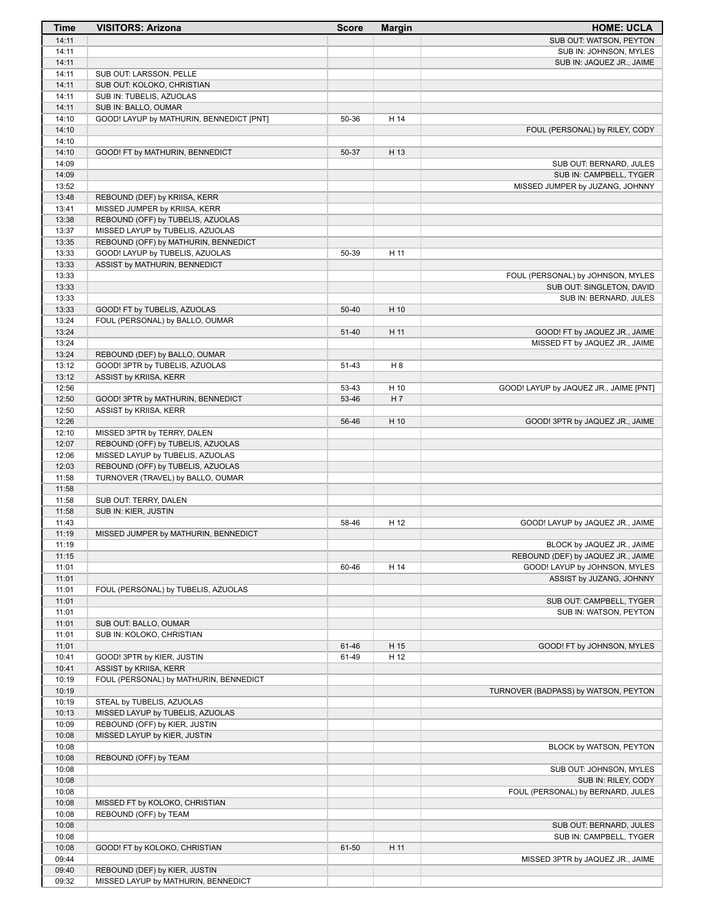| Time | VISITORS: Arizona | Score | Margin | HOME: UCLA |
|---|---|---|---|---|
| 14:11 | | | | SUB OUT: WATSON, PEYTON |
| 14:11 | | | | SUB IN: JOHNSON, MYLES |
| 14:11 | | | | SUB IN: JAQUEZ JR., JAIME |
| 14:11 | SUB OUT: LARSSON, PELLE | | | |
| 14:11 | SUB OUT: KOLOKO, CHRISTIAN | | | |
| 14:11 | SUB IN: TUBELIS, AZUOLAS | | | |
| 14:11 | SUB IN: BALLO, OUMAR | | | |
| 14:10 | GOOD! LAYUP by MATHURIN, BENNEDICT [PNT] | 50-36 | H 14 | |
| 14:10 | | | | FOUL (PERSONAL) by RILEY, CODY |
| 14:10 | | | | |
| 14:10 | GOOD! FT by MATHURIN, BENNEDICT | 50-37 | H 13 | |
| 14:09 | | | | SUB OUT: BERNARD, JULES |
| 14:09 | | | | SUB IN: CAMPBELL, TYGER |
| 13:52 | | | | MISSED JUMPER by JUZANG, JOHNNY |
| 13:48 | REBOUND (DEF) by KRIISA, KERR | | | |
| 13:41 | MISSED JUMPER by KRIISA, KERR | | | |
| 13:38 | REBOUND (OFF) by TUBELIS, AZUOLAS | | | |
| 13:37 | MISSED LAYUP by TUBELIS, AZUOLAS | | | |
| 13:35 | REBOUND (OFF) by MATHURIN, BENNEDICT | | | |
| 13:33 | GOOD! LAYUP by TUBELIS, AZUOLAS | 50-39 | H 11 | |
| 13:33 | ASSIST by MATHURIN, BENNEDICT | | | |
| 13:33 | | | | FOUL (PERSONAL) by JOHNSON, MYLES |
| 13:33 | | | | SUB OUT: SINGLETON, DAVID |
| 13:33 | | | | SUB IN: BERNARD, JULES |
| 13:33 | GOOD! FT by TUBELIS, AZUOLAS | 50-40 | H 10 | |
| 13:24 | FOUL (PERSONAL) by BALLO, OUMAR | | | |
| 13:24 | | 51-40 | H 11 | GOOD! FT by JAQUEZ JR., JAIME |
| 13:24 | | | | MISSED FT by JAQUEZ JR., JAIME |
| 13:24 | REBOUND (DEF) by BALLO, OUMAR | | | |
| 13:12 | GOOD! 3PTR by TUBELIS, AZUOLAS | 51-43 | H 8 | |
| 13:12 | ASSIST by KRIISA, KERR | | | |
| 12:56 | | 53-43 | H 10 | GOOD! LAYUP by JAQUEZ JR., JAIME [PNT] |
| 12:50 | GOOD! 3PTR by MATHURIN, BENNEDICT | 53-46 | H 7 | |
| 12:50 | ASSIST by KRIISA, KERR | | | |
| 12:26 | | 56-46 | H 10 | GOOD! 3PTR by JAQUEZ JR., JAIME |
| 12:10 | MISSED 3PTR by TERRY, DALEN | | | |
| 12:07 | REBOUND (OFF) by TUBELIS, AZUOLAS | | | |
| 12:06 | MISSED LAYUP by TUBELIS, AZUOLAS | | | |
| 12:03 | REBOUND (OFF) by TUBELIS, AZUOLAS | | | |
| 11:58 | TURNOVER (TRAVEL) by BALLO, OUMAR | | | |
| 11:58 | | | | |
| 11:58 | SUB OUT: TERRY, DALEN | | | |
| 11:58 | SUB IN: KIER, JUSTIN | | | |
| 11:43 | | 58-46 | H 12 | GOOD! LAYUP by JAQUEZ JR., JAIME |
| 11:19 | MISSED JUMPER by MATHURIN, BENNEDICT | | | |
| 11:19 | | | | BLOCK by JAQUEZ JR., JAIME |
| 11:15 | | | | REBOUND (DEF) by JAQUEZ JR., JAIME |
| 11:01 | | 60-46 | H 14 | GOOD! LAYUP by JOHNSON, MYLES |
| 11:01 | | | | ASSIST by JUZANG, JOHNNY |
| 11:01 | FOUL (PERSONAL) by TUBELIS, AZUOLAS | | | |
| 11:01 | | | | SUB OUT: CAMPBELL, TYGER |
| 11:01 | | | | SUB IN: WATSON, PEYTON |
| 11:01 | SUB OUT: BALLO, OUMAR | | | |
| 11:01 | SUB IN: KOLOKO, CHRISTIAN | | | |
| 11:01 | | 61-46 | H 15 | GOOD! FT by JOHNSON, MYLES |
| 10:41 | GOOD! 3PTR by KIER, JUSTIN | 61-49 | H 12 | |
| 10:41 | ASSIST by KRIISA, KERR | | | |
| 10:19 | FOUL (PERSONAL) by MATHURIN, BENNEDICT | | | |
| 10:19 | | | | TURNOVER (BADPASS) by WATSON, PEYTON |
| 10:19 | STEAL by TUBELIS, AZUOLAS | | | |
| 10:13 | MISSED LAYUP by TUBELIS, AZUOLAS | | | |
| 10:09 | REBOUND (OFF) by KIER, JUSTIN | | | |
| 10:08 | MISSED LAYUP by KIER, JUSTIN | | | |
| 10:08 | | | | BLOCK by WATSON, PEYTON |
| 10:08 | REBOUND (OFF) by TEAM | | | |
| 10:08 | | | | SUB OUT: JOHNSON, MYLES |
| 10:08 | | | | SUB IN: RILEY, CODY |
| 10:08 | | | | FOUL (PERSONAL) by BERNARD, JULES |
| 10:08 | MISSED FT by KOLOKO, CHRISTIAN | | | |
| 10:08 | REBOUND (OFF) by TEAM | | | |
| 10:08 | | | | SUB OUT: BERNARD, JULES |
| 10:08 | | | | SUB IN: CAMPBELL, TYGER |
| 10:08 | GOOD! FT by KOLOKO, CHRISTIAN | 61-50 | H 11 | |
| 09:44 | | | | MISSED 3PTR by JAQUEZ JR., JAIME |
| 09:40 | REBOUND (DEF) by KIER, JUSTIN | | | |
| 09:32 | MISSED LAYUP by MATHURIN, BENNEDICT | | | |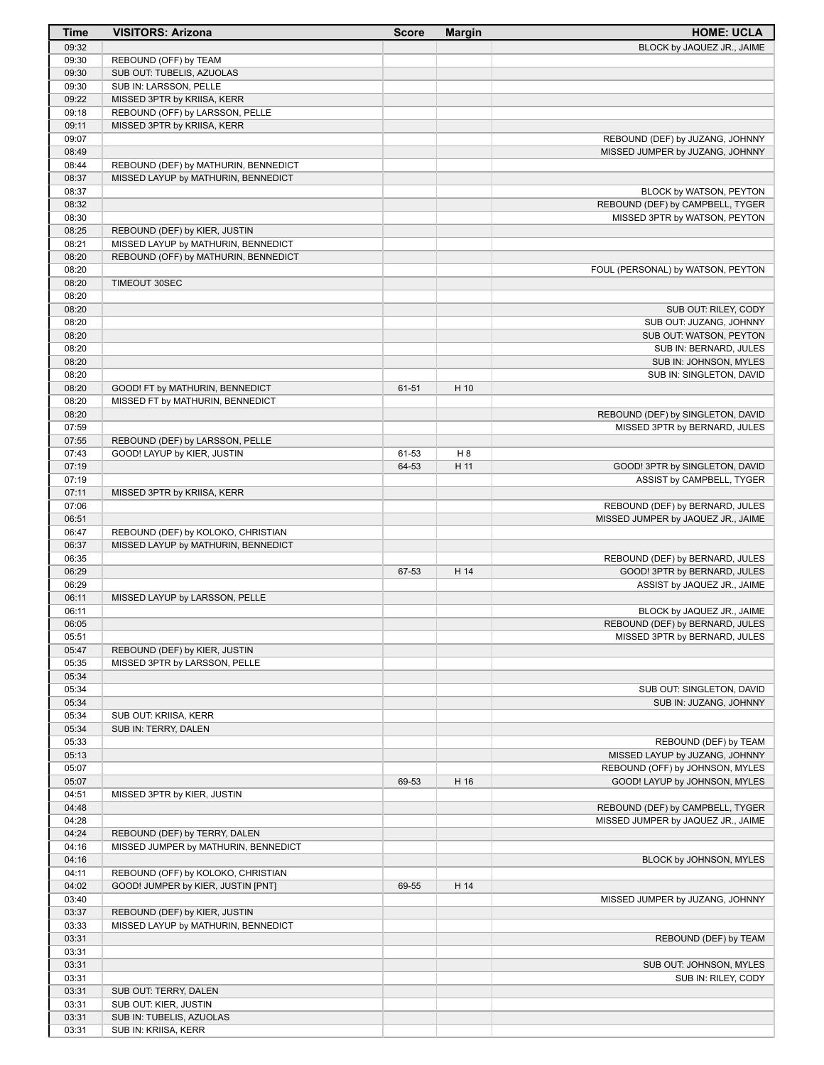| Time | VISITORS: Arizona | Score | Margin | HOME: UCLA |
|---|---|---|---|---|
| 09:32 | | | | BLOCK by JAQUEZ JR., JAIME |
| 09:30 | REBOUND (OFF) by TEAM | | | |
| 09:30 | SUB OUT: TUBELIS, AZUOLAS | | | |
| 09:30 | SUB IN: LARSSON, PELLE | | | |
| 09:22 | MISSED 3PTR by KRIISA, KERR | | | |
| 09:18 | REBOUND (OFF) by LARSSON, PELLE | | | |
| 09:11 | MISSED 3PTR by KRIISA, KERR | | | |
| 09:07 | | | | REBOUND (DEF) by JUZANG, JOHNNY |
| 08:49 | | | | MISSED JUMPER by JUZANG, JOHNNY |
| 08:44 | REBOUND (DEF) by MATHURIN, BENNEDICT | | | |
| 08:37 | MISSED LAYUP by MATHURIN, BENNEDICT | | | |
| 08:37 | | | | BLOCK by WATSON, PEYTON |
| 08:32 | | | | REBOUND (DEF) by CAMPBELL, TYGER |
| 08:30 | | | | MISSED 3PTR by WATSON, PEYTON |
| 08:25 | REBOUND (DEF) by KIER, JUSTIN | | | |
| 08:21 | MISSED LAYUP by MATHURIN, BENNEDICT | | | |
| 08:20 | REBOUND (OFF) by MATHURIN, BENNEDICT | | | |
| 08:20 | | | | FOUL (PERSONAL) by WATSON, PEYTON |
| 08:20 | TIMEOUT 30SEC | | | |
| 08:20 | | | | |
| 08:20 | | | | SUB OUT: RILEY, CODY |
| 08:20 | | | | SUB OUT: JUZANG, JOHNNY |
| 08:20 | | | | SUB OUT: WATSON, PEYTON |
| 08:20 | | | | SUB IN: BERNARD, JULES |
| 08:20 | | | | SUB IN: JOHNSON, MYLES |
| 08:20 | | | | SUB IN: SINGLETON, DAVID |
| 08:20 | GOOD! FT by MATHURIN, BENNEDICT | 61-51 | H 10 | |
| 08:20 | MISSED FT by MATHURIN, BENNEDICT | | | |
| 08:20 | | | | REBOUND (DEF) by SINGLETON, DAVID |
| 07:59 | | | | MISSED 3PTR by BERNARD, JULES |
| 07:55 | REBOUND (DEF) by LARSSON, PELLE | | | |
| 07:43 | GOOD! LAYUP by KIER, JUSTIN | 61-53 | H 8 | |
| 07:19 | | 64-53 | H 11 | GOOD! 3PTR by SINGLETON, DAVID |
| 07:19 | | | | ASSIST by CAMPBELL, TYGER |
| 07:11 | MISSED 3PTR by KRIISA, KERR | | | |
| 07:06 | | | | REBOUND (DEF) by BERNARD, JULES |
| 06:51 | | | | MISSED JUMPER by JAQUEZ JR., JAIME |
| 06:47 | REBOUND (DEF) by KOLOKO, CHRISTIAN | | | |
| 06:37 | MISSED LAYUP by MATHURIN, BENNEDICT | | | |
| 06:35 | | | | REBOUND (DEF) by BERNARD, JULES |
| 06:29 | | 67-53 | H 14 | GOOD! 3PTR by BERNARD, JULES |
| 06:29 | | | | ASSIST by JAQUEZ JR., JAIME |
| 06:11 | MISSED LAYUP by LARSSON, PELLE | | | |
| 06:11 | | | | BLOCK by JAQUEZ JR., JAIME |
| 06:05 | | | | REBOUND (DEF) by BERNARD, JULES |
| 05:51 | | | | MISSED 3PTR by BERNARD, JULES |
| 05:47 | REBOUND (DEF) by KIER, JUSTIN | | | |
| 05:35 | MISSED 3PTR by LARSSON, PELLE | | | |
| 05:34 | | | | |
| 05:34 | | | | SUB OUT: SINGLETON, DAVID |
| 05:34 | | | | SUB IN: JUZANG, JOHNNY |
| 05:34 | SUB OUT: KRIISA, KERR | | | |
| 05:34 | SUB IN: TERRY, DALEN | | | |
| 05:33 | | | | REBOUND (DEF) by TEAM |
| 05:13 | | | | MISSED LAYUP by JUZANG, JOHNNY |
| 05:07 | | | | REBOUND (OFF) by JOHNSON, MYLES |
| 05:07 | | 69-53 | H 16 | GOOD! LAYUP by JOHNSON, MYLES |
| 04:51 | MISSED 3PTR by KIER, JUSTIN | | | |
| 04:48 | | | | REBOUND (DEF) by CAMPBELL, TYGER |
| 04:28 | | | | MISSED JUMPER by JAQUEZ JR., JAIME |
| 04:24 | REBOUND (DEF) by TERRY, DALEN | | | |
| 04:16 | MISSED JUMPER by MATHURIN, BENNEDICT | | | |
| 04:16 | | | | BLOCK by JOHNSON, MYLES |
| 04:11 | REBOUND (OFF) by KOLOKO, CHRISTIAN | | | |
| 04:02 | GOOD! JUMPER by KIER, JUSTIN [PNT] | 69-55 | H 14 | |
| 03:40 | | | | MISSED JUMPER by JUZANG, JOHNNY |
| 03:37 | REBOUND (DEF) by KIER, JUSTIN | | | |
| 03:33 | MISSED LAYUP by MATHURIN, BENNEDICT | | | |
| 03:31 | | | | REBOUND (DEF) by TEAM |
| 03:31 | | | | |
| 03:31 | | | | SUB OUT: JOHNSON, MYLES |
| 03:31 | | | | SUB IN: RILEY, CODY |
| 03:31 | SUB OUT: TERRY, DALEN | | | |
| 03:31 | SUB OUT: KIER, JUSTIN | | | |
| 03:31 | SUB IN: TUBELIS, AZUOLAS | | | |
| 03:31 | SUB IN: KRIISA, KERR | | | |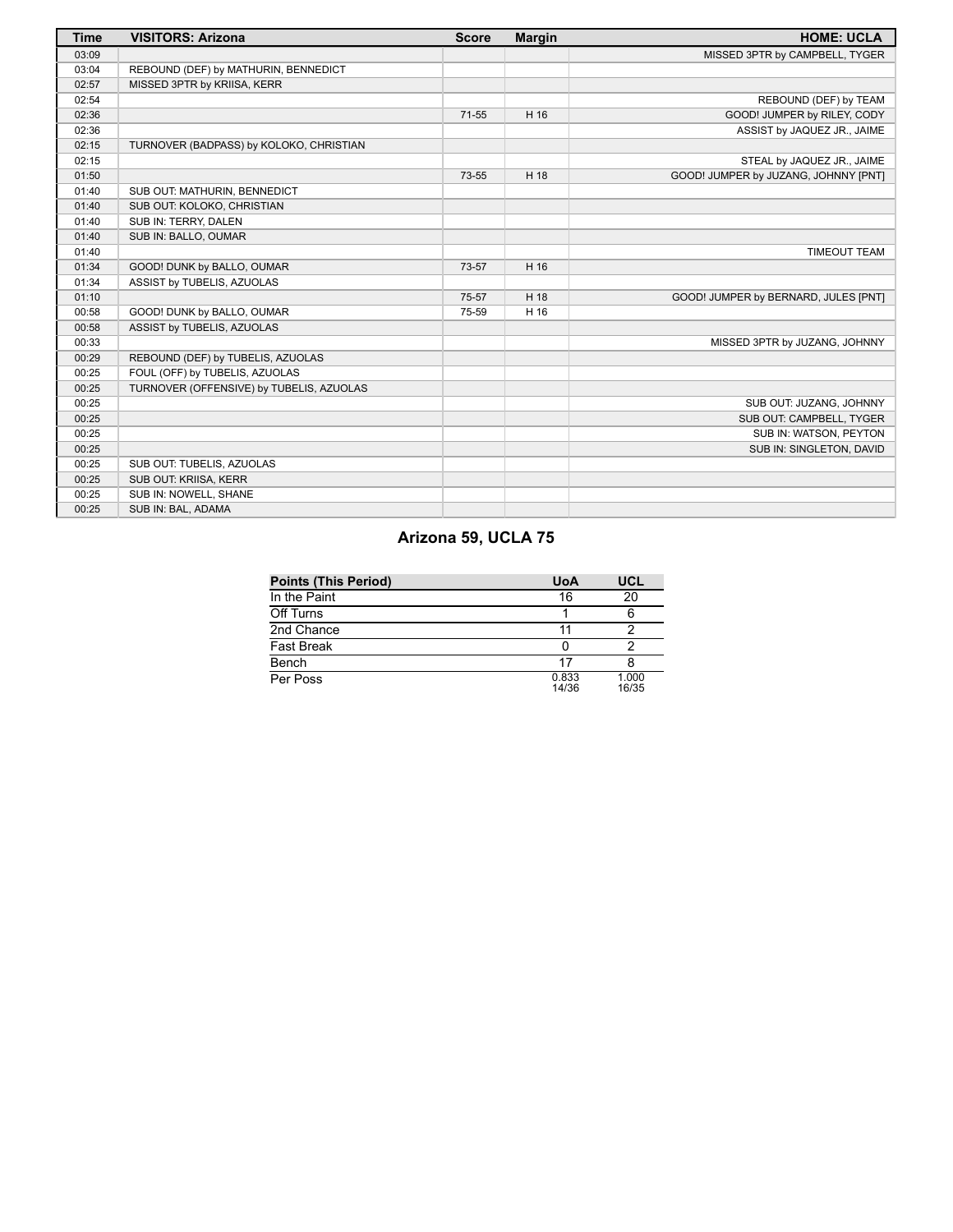| Time | VISITORS: Arizona | Score | Margin | HOME: UCLA |
|---|---|---|---|---|
| 03:09 | | | | MISSED 3PTR by CAMPBELL, TYGER |
| 03:04 | REBOUND (DEF) by MATHURIN, BENNEDICT | | | |
| 02:57 | MISSED 3PTR by KRIISA, KERR | | | |
| 02:54 | | | | REBOUND (DEF) by TEAM |
| 02:36 | | 71-55 | H 16 | GOOD! JUMPER by RILEY, CODY |
| 02:36 | | | | ASSIST by JAQUEZ JR., JAIME |
| 02:15 | TURNOVER (BADPASS) by KOLOKO, CHRISTIAN | | | |
| 02:15 | | | | STEAL by JAQUEZ JR., JAIME |
| 01:50 | | 73-55 | H 18 | GOOD! JUMPER by JUZANG, JOHNNY [PNT] |
| 01:40 | SUB OUT: MATHURIN, BENNEDICT | | | |
| 01:40 | SUB OUT: KOLOKO, CHRISTIAN | | | |
| 01:40 | SUB IN: TERRY, DALEN | | | |
| 01:40 | SUB IN: BALLO, OUMAR | | | |
| 01:40 | | | | TIMEOUT TEAM |
| 01:34 | GOOD! DUNK by BALLO, OUMAR | 73-57 | H 16 | |
| 01:34 | ASSIST by TUBELIS, AZUOLAS | | | |
| 01:10 | | 75-57 | H 18 | GOOD! JUMPER by BERNARD, JULES [PNT] |
| 00:58 | GOOD! DUNK by BALLO, OUMAR | 75-59 | H 16 | |
| 00:58 | ASSIST by TUBELIS, AZUOLAS | | | |
| 00:33 | | | | MISSED 3PTR by JUZANG, JOHNNY |
| 00:29 | REBOUND (DEF) by TUBELIS, AZUOLAS | | | |
| 00:25 | FOUL (OFF) by TUBELIS, AZUOLAS | | | |
| 00:25 | TURNOVER (OFFENSIVE) by TUBELIS, AZUOLAS | | | |
| 00:25 | | | | SUB OUT: JUZANG, JOHNNY |
| 00:25 | | | | SUB OUT: CAMPBELL, TYGER |
| 00:25 | | | | SUB IN: WATSON, PEYTON |
| 00:25 | | | | SUB IN: SINGLETON, DAVID |
| 00:25 | SUB OUT: TUBELIS, AZUOLAS | | | |
| 00:25 | SUB OUT: KRIISA, KERR | | | |
| 00:25 | SUB IN: NOWELL, SHANE | | | |
| 00:25 | SUB IN: BAL, ADAMA | | | |

## Arizona 59, UCLA 75

| Points (This Period) | UoA | UCL |
|---|---|---|
| In the Paint | 16 | 20 |
| Off Turns | 1 | 6 |
| 2nd Chance | 11 | 2 |
| Fast Break | 0 | 2 |
| Bench | 17 | 8 |
| Per Poss | 0.833 14/36 | 1.000 16/35 |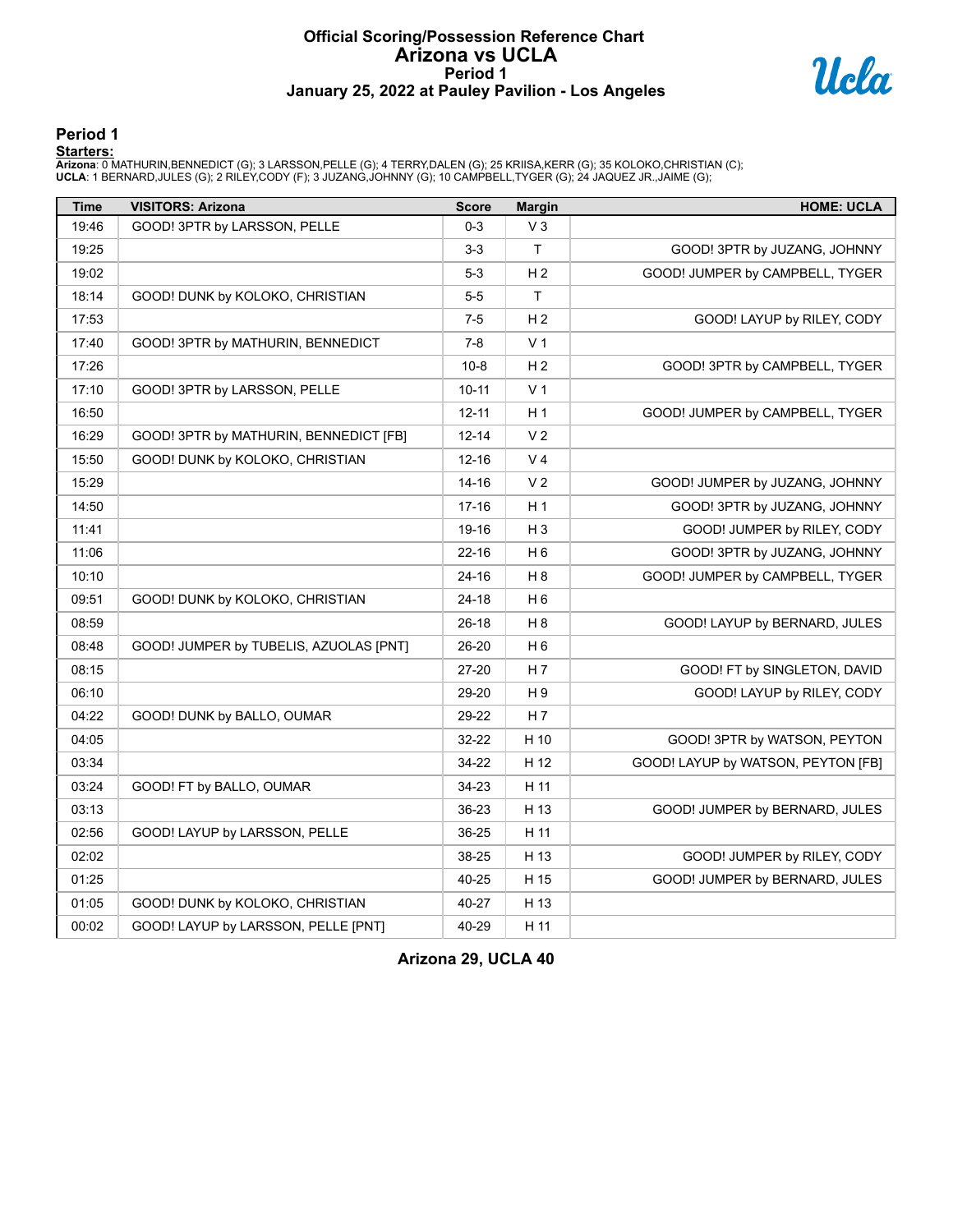# Official Scoring/Possession Reference Chart
# Arizona vs UCLA
## Period 1
## January 25, 2022 at Pauley Pavilion - Los Angeles

### Period 1

**Starters:**

**Arizona**: 0 MATHURIN,BENNEDICT (G); 3 LARSSON,PELLE (G); 4 TERRY,DALEN (G); 25 KRIISA,KERR (G); 35 KOLOKO,CHRISTIAN (C);
**UCLA**: 1 BERNARD,JULES (G); 2 RILEY,CODY (F); 3 JUZANG,JOHNNY (G); 10 CAMPBELL,TYGER (G); 24 JAQUEZ JR.,JAIME (G);

| Time | VISITORS: Arizona | Score | Margin | HOME: UCLA |
|---|---|---|---|---|
| 19:46 | GOOD! 3PTR by LARSSON, PELLE | 0-3 | V 3 | |
| 19:25 | | 3-3 | T | GOOD! 3PTR by JUZANG, JOHNNY |
| 19:02 | | 5-3 | H 2 | GOOD! JUMPER by CAMPBELL, TYGER |
| 18:14 | GOOD! DUNK by KOLOKO, CHRISTIAN | 5-5 | T | |
| 17:53 | | 7-5 | H 2 | GOOD! LAYUP by RILEY, CODY |
| 17:40 | GOOD! 3PTR by MATHURIN, BENNEDICT | 7-8 | V 1 | |
| 17:26 | | 10-8 | H 2 | GOOD! 3PTR by CAMPBELL, TYGER |
| 17:10 | GOOD! 3PTR by LARSSON, PELLE | 10-11 | V 1 | |
| 16:50 | | 12-11 | H 1 | GOOD! JUMPER by CAMPBELL, TYGER |
| 16:29 | GOOD! 3PTR by MATHURIN, BENNEDICT [FB] | 12-14 | V 2 | |
| 15:50 | GOOD! DUNK by KOLOKO, CHRISTIAN | 12-16 | V 4 | |
| 15:29 | | 14-16 | V 2 | GOOD! JUMPER by JUZANG, JOHNNY |
| 14:50 | | 17-16 | H 1 | GOOD! 3PTR by JUZANG, JOHNNY |
| 11:41 | | 19-16 | H 3 | GOOD! JUMPER by RILEY, CODY |
| 11:06 | | 22-16 | H 6 | GOOD! 3PTR by JUZANG, JOHNNY |
| 10:10 | | 24-16 | H 8 | GOOD! JUMPER by CAMPBELL, TYGER |
| 09:51 | GOOD! DUNK by KOLOKO, CHRISTIAN | 24-18 | H 6 | |
| 08:59 | | 26-18 | H 8 | GOOD! LAYUP by BERNARD, JULES |
| 08:48 | GOOD! JUMPER by TUBELIS, AZUOLAS [PNT] | 26-20 | H 6 | |
| 08:15 | | 27-20 | H 7 | GOOD! FT by SINGLETON, DAVID |
| 06:10 | | 29-20 | H 9 | GOOD! LAYUP by RILEY, CODY |
| 04:22 | GOOD! DUNK by BALLO, OUMAR | 29-22 | H 7 | |
| 04:05 | | 32-22 | H 10 | GOOD! 3PTR by WATSON, PEYTON |
| 03:34 | | 34-22 | H 12 | GOOD! LAYUP by WATSON, PEYTON [FB] |
| 03:24 | GOOD! FT by BALLO, OUMAR | 34-23 | H 11 | |
| 03:13 | | 36-23 | H 13 | GOOD! JUMPER by BERNARD, JULES |
| 02:56 | GOOD! LAYUP by LARSSON, PELLE | 36-25 | H 11 | |
| 02:02 | | 38-25 | H 13 | GOOD! JUMPER by RILEY, CODY |
| 01:25 | | 40-25 | H 15 | GOOD! JUMPER by BERNARD, JULES |
| 01:05 | GOOD! DUNK by KOLOKO, CHRISTIAN | 40-27 | H 13 | |
| 00:02 | GOOD! LAYUP by LARSSON, PELLE [PNT] | 40-29 | H 11 | |

**Arizona 29, UCLA 40**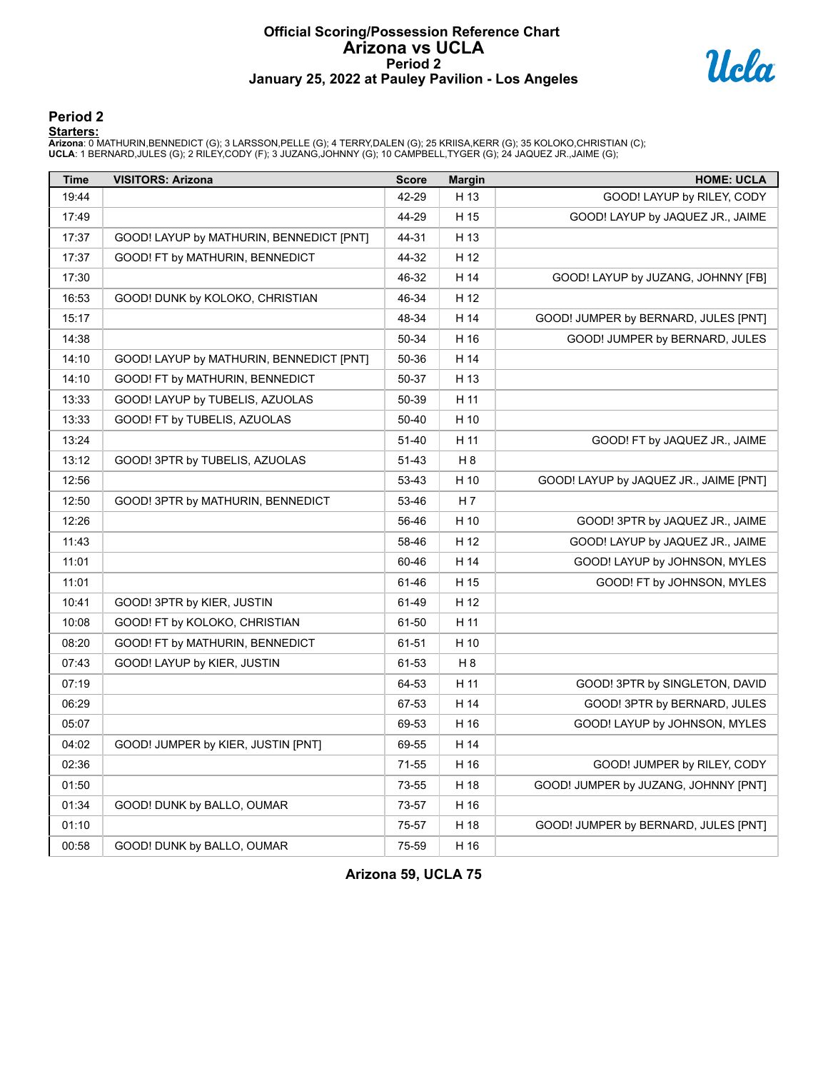# Official Scoring/Possession Reference Chart
# Arizona vs UCLA
## Period 2
## January 25, 2022 at Pauley Pavilion - Los Angeles

## Period 2

**Starters:**

**Arizona**: 0 MATHURIN,BENNEDICT (G); 3 LARSSON,PELLE (G); 4 TERRY,DALEN (G); 25 KRIISA,KERR (G); 35 KOLOKO,CHRISTIAN (C);
**UCLA**: 1 BERNARD,JULES (G); 2 RILEY,CODY (F); 3 JUZANG,JOHNNY (G); 10 CAMPBELL,TYGER (G); 24 JAQUEZ JR.,JAIME (G);

| Time | VISITORS: Arizona | Score | Margin | HOME: UCLA |
|---|---|---|---|---|
| 19:44 | | 42-29 | H 13 | GOOD! LAYUP by RILEY, CODY |
| 17:49 | | 44-29 | H 15 | GOOD! LAYUP by JAQUEZ JR., JAIME |
| 17:37 | GOOD! LAYUP by MATHURIN, BENNEDICT [PNT] | 44-31 | H 13 | |
| 17:37 | GOOD! FT by MATHURIN, BENNEDICT | 44-32 | H 12 | |
| 17:30 | | 46-32 | H 14 | GOOD! LAYUP by JUZANG, JOHNNY [FB] |
| 16:53 | GOOD! DUNK by KOLOKO, CHRISTIAN | 46-34 | H 12 | |
| 15:17 | | 48-34 | H 14 | GOOD! JUMPER by BERNARD, JULES [PNT] |
| 14:38 | | 50-34 | H 16 | GOOD! JUMPER by BERNARD, JULES |
| 14:10 | GOOD! LAYUP by MATHURIN, BENNEDICT [PNT] | 50-36 | H 14 | |
| 14:10 | GOOD! FT by MATHURIN, BENNEDICT | 50-37 | H 13 | |
| 13:33 | GOOD! LAYUP by TUBELIS, AZUOLAS | 50-39 | H 11 | |
| 13:33 | GOOD! FT by TUBELIS, AZUOLAS | 50-40 | H 10 | |
| 13:24 | | 51-40 | H 11 | GOOD! FT by JAQUEZ JR., JAIME |
| 13:12 | GOOD! 3PTR by TUBELIS, AZUOLAS | 51-43 | H 8 | |
| 12:56 | | 53-43 | H 10 | GOOD! LAYUP by JAQUEZ JR., JAIME [PNT] |
| 12:50 | GOOD! 3PTR by MATHURIN, BENNEDICT | 53-46 | H 7 | |
| 12:26 | | 56-46 | H 10 | GOOD! 3PTR by JAQUEZ JR., JAIME |
| 11:43 | | 58-46 | H 12 | GOOD! LAYUP by JAQUEZ JR., JAIME |
| 11:01 | | 60-46 | H 14 | GOOD! LAYUP by JOHNSON, MYLES |
| 11:01 | | 61-46 | H 15 | GOOD! FT by JOHNSON, MYLES |
| 10:41 | GOOD! 3PTR by KIER, JUSTIN | 61-49 | H 12 | |
| 10:08 | GOOD! FT by KOLOKO, CHRISTIAN | 61-50 | H 11 | |
| 08:20 | GOOD! FT by MATHURIN, BENNEDICT | 61-51 | H 10 | |
| 07:43 | GOOD! LAYUP by KIER, JUSTIN | 61-53 | H 8 | |
| 07:19 | | 64-53 | H 11 | GOOD! 3PTR by SINGLETON, DAVID |
| 06:29 | | 67-53 | H 14 | GOOD! 3PTR by BERNARD, JULES |
| 05:07 | | 69-53 | H 16 | GOOD! LAYUP by JOHNSON, MYLES |
| 04:02 | GOOD! JUMPER by KIER, JUSTIN [PNT] | 69-55 | H 14 | |
| 02:36 | | 71-55 | H 16 | GOOD! JUMPER by RILEY, CODY |
| 01:50 | | 73-55 | H 18 | GOOD! JUMPER by JUZANG, JOHNNY [PNT] |
| 01:34 | GOOD! DUNK by BALLO, OUMAR | 73-57 | H 16 | |
| 01:10 | | 75-57 | H 18 | GOOD! JUMPER by BERNARD, JULES [PNT] |
| 00:58 | GOOD! DUNK by BALLO, OUMAR | 75-59 | H 16 | |

**Arizona 59, UCLA 75**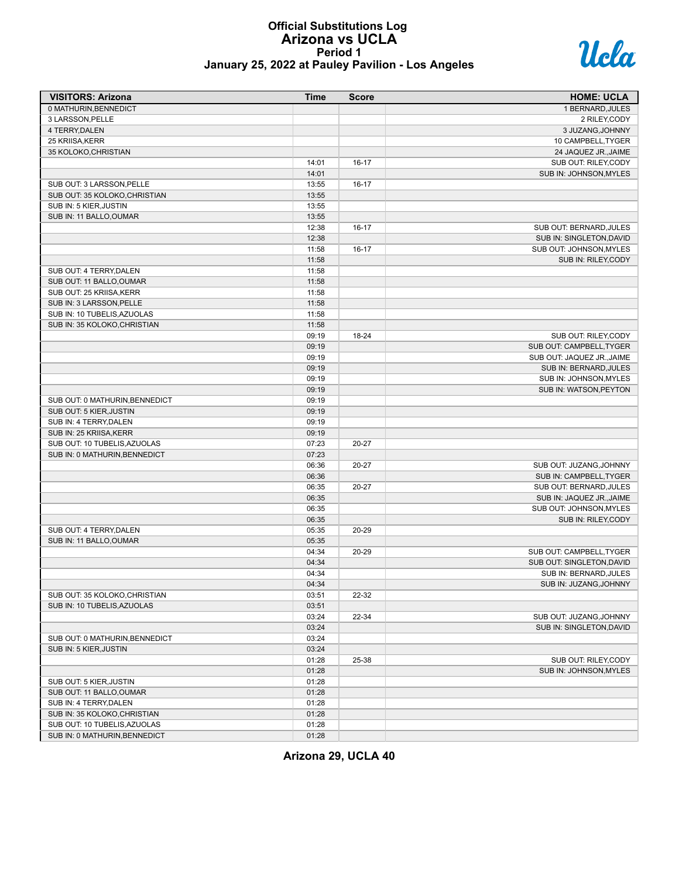# Official Substitutions Log
## Arizona vs UCLA
### Period 1
### January 25, 2022 at Pauley Pavilion - Los Angeles

| VISITORS: Arizona | Time | Score | HOME: UCLA |
|---|---|---|---|
| 0 MATHURIN,BENNEDICT | | | 1 BERNARD,JULES |
| 3 LARSSON,PELLE | | | 2 RILEY,CODY |
| 4 TERRY,DALEN | | | 3 JUZANG,JOHNNY |
| 25 KRIISA,KERR | | | 10 CAMPBELL,TYGER |
| 35 KOLOKO,CHRISTIAN | | | 24 JAQUEZ JR.,JAIME |
| | 14:01 | 16-17 | SUB OUT: RILEY,CODY |
| | 14:01 | | SUB IN: JOHNSON,MYLES |
| SUB OUT: 3 LARSSON,PELLE | 13:55 | 16-17 | |
| SUB OUT: 35 KOLOKO,CHRISTIAN | 13:55 | | |
| SUB IN: 5 KIER,JUSTIN | 13:55 | | |
| SUB IN: 11 BALLO,OUMAR | 13:55 | | |
| | 12:38 | 16-17 | SUB OUT: BERNARD,JULES |
| | 12:38 | | SUB IN: SINGLETON,DAVID |
| | 11:58 | 16-17 | SUB OUT: JOHNSON,MYLES |
| | 11:58 | | SUB IN: RILEY,CODY |
| SUB OUT: 4 TERRY,DALEN | 11:58 | | |
| SUB OUT: 11 BALLO,OUMAR | 11:58 | | |
| SUB OUT: 25 KRIISA,KERR | 11:58 | | |
| SUB IN: 3 LARSSON,PELLE | 11:58 | | |
| SUB IN: 10 TUBELIS,AZUOLAS | 11:58 | | |
| SUB IN: 35 KOLOKO,CHRISTIAN | 11:58 | | |
| | 09:19 | 18-24 | SUB OUT: RILEY,CODY |
| | 09:19 | | SUB OUT: CAMPBELL,TYGER |
| | 09:19 | | SUB OUT: JAQUEZ JR.,JAIME |
| | 09:19 | | SUB IN: BERNARD,JULES |
| | 09:19 | | SUB IN: JOHNSON,MYLES |
| | 09:19 | | SUB IN: WATSON,PEYTON |
| SUB OUT: 0 MATHURIN,BENNEDICT | 09:19 | | |
| SUB OUT: 5 KIER,JUSTIN | 09:19 | | |
| SUB IN: 4 TERRY,DALEN | 09:19 | | |
| SUB IN: 25 KRIISA,KERR | 09:19 | | |
| SUB OUT: 10 TUBELIS,AZUOLAS | 07:23 | 20-27 | |
| SUB IN: 0 MATHURIN,BENNEDICT | 07:23 | | |
| | 06:36 | 20-27 | SUB OUT: JUZANG,JOHNNY |
| | 06:36 | | SUB IN: CAMPBELL,TYGER |
| | 06:35 | 20-27 | SUB OUT: BERNARD,JULES |
| | 06:35 | | SUB IN: JAQUEZ JR.,JAIME |
| | 06:35 | | SUB OUT: JOHNSON,MYLES |
| | 06:35 | | SUB IN: RILEY,CODY |
| SUB OUT: 4 TERRY,DALEN | 05:35 | 20-29 | |
| SUB IN: 11 BALLO,OUMAR | 05:35 | | |
| | 04:34 | 20-29 | SUB OUT: CAMPBELL,TYGER |
| | 04:34 | | SUB OUT: SINGLETON,DAVID |
| | 04:34 | | SUB IN: BERNARD,JULES |
| | 04:34 | | SUB IN: JUZANG,JOHNNY |
| SUB OUT: 35 KOLOKO,CHRISTIAN | 03:51 | 22-32 | |
| SUB IN: 10 TUBELIS,AZUOLAS | 03:51 | | |
| | 03:24 | 22-34 | SUB OUT: JUZANG,JOHNNY |
| | 03:24 | | SUB IN: SINGLETON,DAVID |
| SUB OUT: 0 MATHURIN,BENNEDICT | 03:24 | | |
| SUB IN: 5 KIER,JUSTIN | 03:24 | | |
| | 01:28 | 25-38 | SUB OUT: RILEY,CODY |
| | 01:28 | | SUB IN: JOHNSON,MYLES |
| SUB OUT: 5 KIER,JUSTIN | 01:28 | | |
| SUB OUT: 11 BALLO,OUMAR | 01:28 | | |
| SUB IN: 4 TERRY,DALEN | 01:28 | | |
| SUB IN: 35 KOLOKO,CHRISTIAN | 01:28 | | |
| SUB OUT: 10 TUBELIS,AZUOLAS | 01:28 | | |
| SUB IN: 0 MATHURIN,BENNEDICT | 01:28 | | |

**Arizona 29, UCLA 40**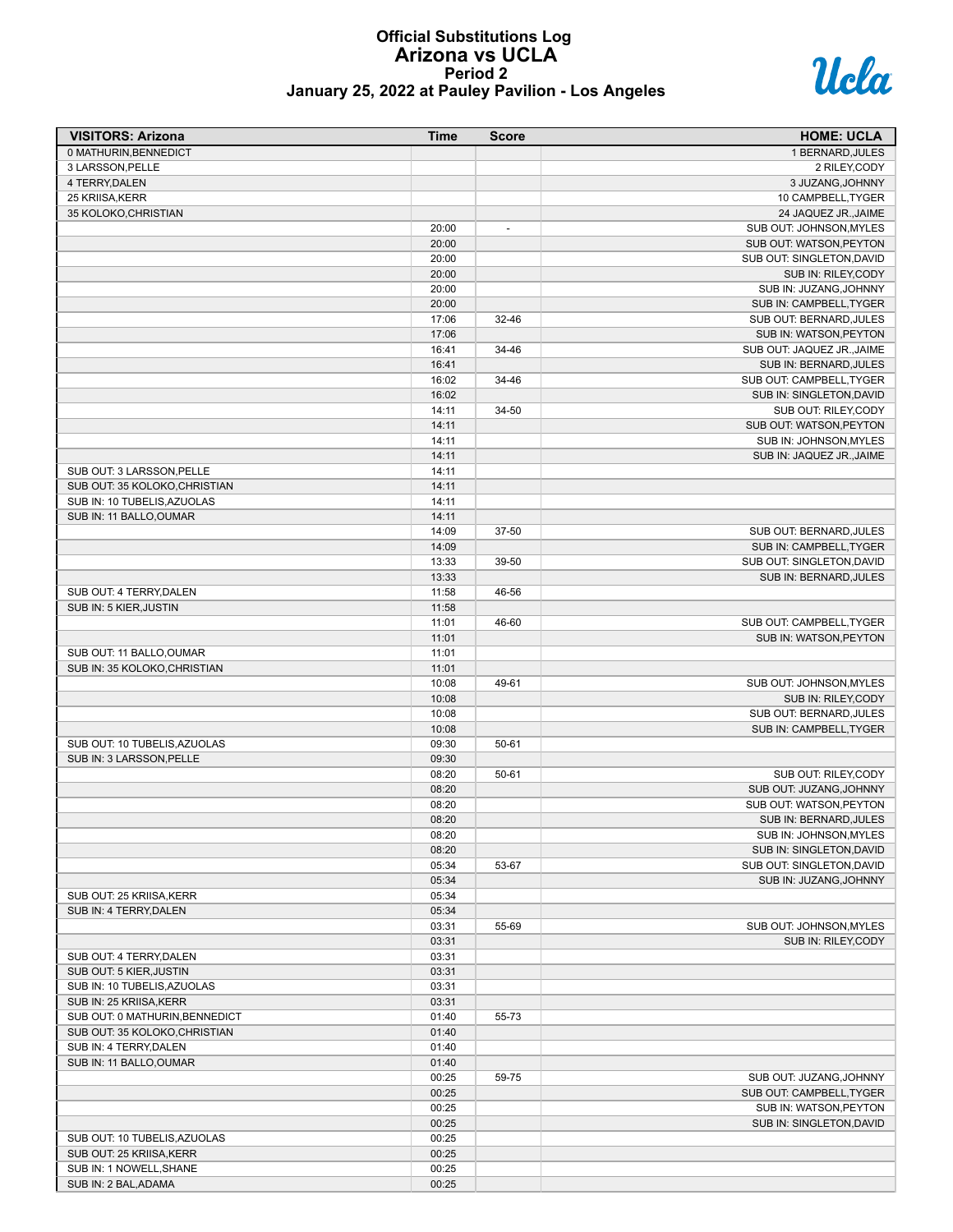# Official Substitutions Log
## Arizona vs UCLA
### Period 2
### January 25, 2022 at Pauley Pavilion - Los Angeles

| VISITORS: Arizona | Time | Score | HOME: UCLA |
|---|---|---|---|
| 0 MATHURIN,BENNEDICT | | | 1 BERNARD,JULES |
| 3 LARSSON,PELLE | | | 2 RILEY,CODY |
| 4 TERRY,DALEN | | | 3 JUZANG,JOHNNY |
| 25 KRIISA,KERR | | | 10 CAMPBELL,TYGER |
| 35 KOLOKO,CHRISTIAN | | | 24 JAQUEZ JR.,JAIME |
| | 20:00 | - | SUB OUT: JOHNSON,MYLES |
| | 20:00 | | SUB OUT: WATSON,PEYTON |
| | 20:00 | | SUB OUT: SINGLETON,DAVID |
| | 20:00 | | SUB IN: RILEY,CODY |
| | 20:00 | | SUB IN: JUZANG,JOHNNY |
| | 20:00 | | SUB IN: CAMPBELL,TYGER |
| | 17:06 | 32-46 | SUB OUT: BERNARD,JULES |
| | 17:06 | | SUB IN: WATSON,PEYTON |
| | 16:41 | 34-46 | SUB OUT: JAQUEZ JR.,JAIME |
| | 16:41 | | SUB IN: BERNARD,JULES |
| | 16:02 | 34-46 | SUB OUT: CAMPBELL,TYGER |
| | 16:02 | | SUB IN: SINGLETON,DAVID |
| | 14:11 | 34-50 | SUB OUT: RILEY,CODY |
| | 14:11 | | SUB OUT: WATSON,PEYTON |
| | 14:11 | | SUB IN: JOHNSON,MYLES |
| | 14:11 | | SUB IN: JAQUEZ JR.,JAIME |
| SUB OUT: 3 LARSSON,PELLE | 14:11 | | |
| SUB OUT: 35 KOLOKO,CHRISTIAN | 14:11 | | |
| SUB IN: 10 TUBELIS,AZUOLAS | 14:11 | | |
| SUB IN: 11 BALLO,OUMAR | 14:11 | | |
| | 14:09 | 37-50 | SUB OUT: BERNARD,JULES |
| | 14:09 | | SUB IN: CAMPBELL,TYGER |
| | 13:33 | 39-50 | SUB OUT: SINGLETON,DAVID |
| | 13:33 | | SUB IN: BERNARD,JULES |
| SUB OUT: 4 TERRY,DALEN | 11:58 | 46-56 | |
| SUB IN: 5 KIER,JUSTIN | 11:58 | | |
| | 11:01 | 46-60 | SUB OUT: CAMPBELL,TYGER |
| | 11:01 | | SUB IN: WATSON,PEYTON |
| SUB OUT: 11 BALLO,OUMAR | 11:01 | | |
| SUB IN: 35 KOLOKO,CHRISTIAN | 11:01 | | |
| | 10:08 | 49-61 | SUB OUT: JOHNSON,MYLES |
| | 10:08 | | SUB IN: RILEY,CODY |
| | 10:08 | | SUB OUT: BERNARD,JULES |
| | 10:08 | | SUB IN: CAMPBELL,TYGER |
| SUB OUT: 10 TUBELIS,AZUOLAS | 09:30 | 50-61 | |
| SUB IN: 3 LARSSON,PELLE | 09:30 | | |
| | 08:20 | 50-61 | SUB OUT: RILEY,CODY |
| | 08:20 | | SUB OUT: JUZANG,JOHNNY |
| | 08:20 | | SUB OUT: WATSON,PEYTON |
| | 08:20 | | SUB IN: BERNARD,JULES |
| | 08:20 | | SUB IN: JOHNSON,MYLES |
| | 08:20 | | SUB IN: SINGLETON,DAVID |
| | 05:34 | 53-67 | SUB OUT: SINGLETON,DAVID |
| | 05:34 | | SUB IN: JUZANG,JOHNNY |
| SUB OUT: 25 KRIISA,KERR | 05:34 | | |
| SUB IN: 4 TERRY,DALEN | 05:34 | | |
| | 03:31 | 55-69 | SUB OUT: JOHNSON,MYLES |
| | 03:31 | | SUB IN: RILEY,CODY |
| SUB OUT: 4 TERRY,DALEN | 03:31 | | |
| SUB OUT: 5 KIER,JUSTIN | 03:31 | | |
| SUB IN: 10 TUBELIS,AZUOLAS | 03:31 | | |
| SUB IN: 25 KRIISA,KERR | 03:31 | | |
| SUB OUT: 0 MATHURIN,BENNEDICT | 01:40 | 55-73 | |
| SUB OUT: 35 KOLOKO,CHRISTIAN | 01:40 | | |
| SUB IN: 4 TERRY,DALEN | 01:40 | | |
| SUB IN: 11 BALLO,OUMAR | 01:40 | | |
| | 00:25 | 59-75 | SUB OUT: JUZANG,JOHNNY |
| | 00:25 | | SUB OUT: CAMPBELL,TYGER |
| | 00:25 | | SUB IN: WATSON,PEYTON |
| | 00:25 | | SUB IN: SINGLETON,DAVID |
| SUB OUT: 10 TUBELIS,AZUOLAS | 00:25 | | |
| SUB OUT: 25 KRIISA,KERR | 00:25 | | |
| SUB IN: 1 NOWELL,SHANE | 00:25 | | |
| SUB IN: 2 BAL,ADAMA | 00:25 | | |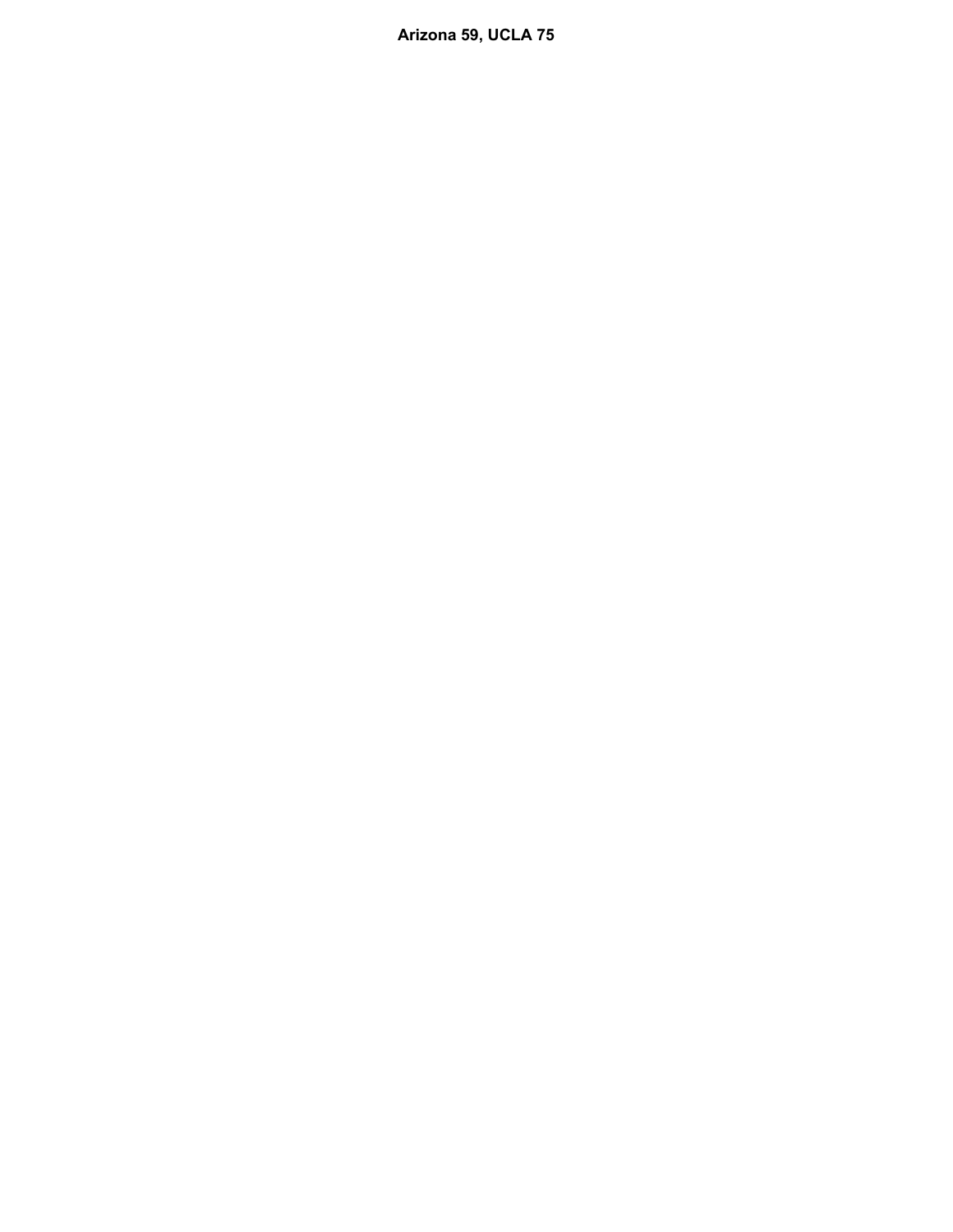**Arizona 59, UCLA 75**